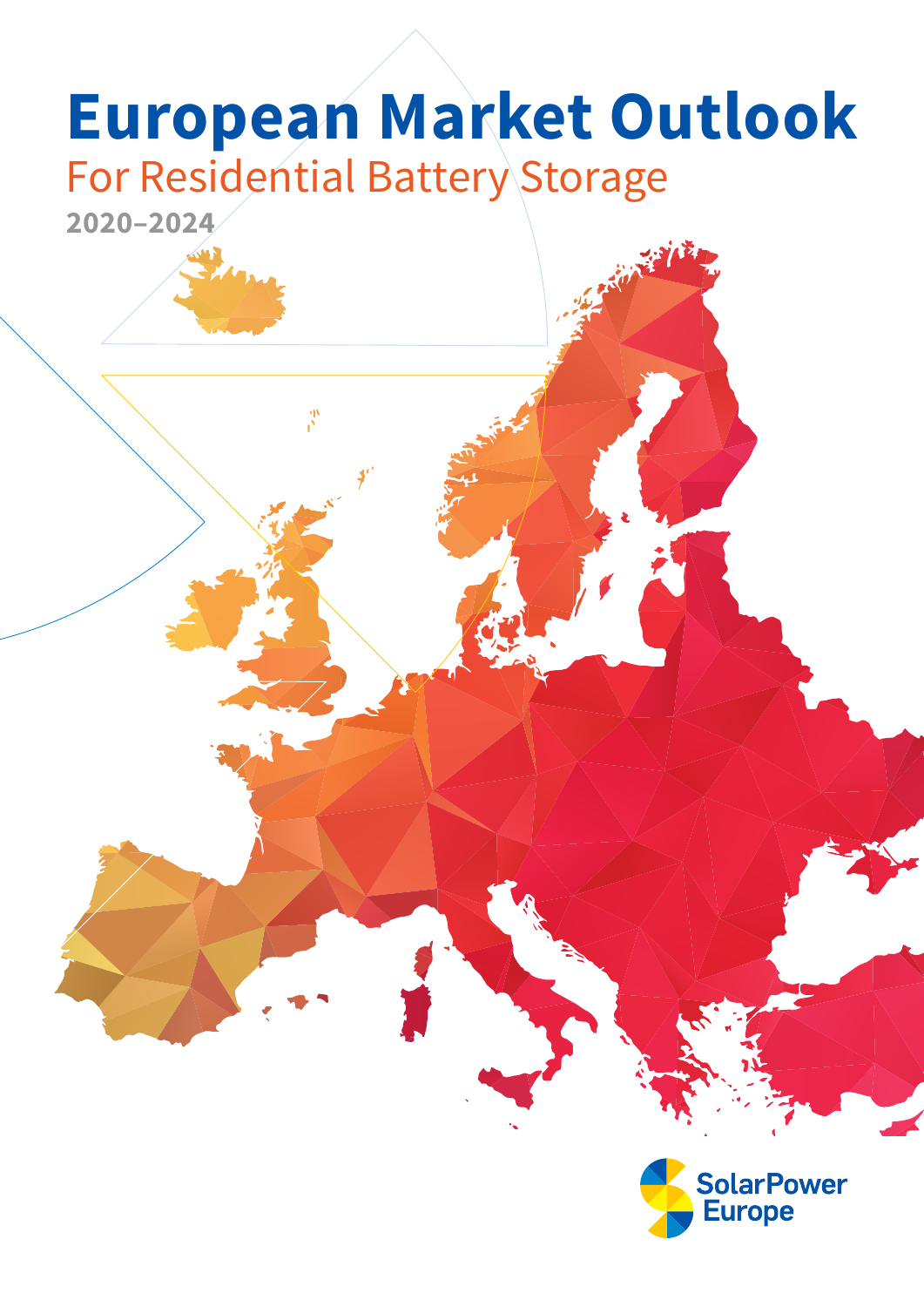# European Market Outlook

## For Residential Battery Storage

**2020–2024**

SolarPower Europe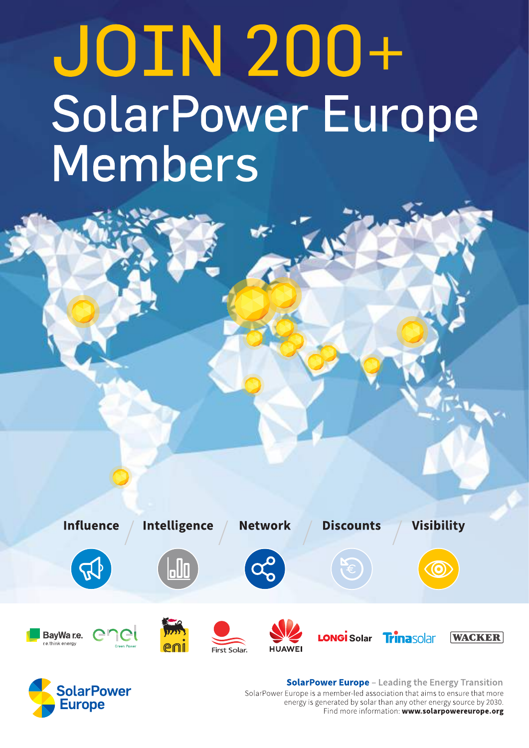# JOIN 200+ SolarPower Europe Members

Influence / Intelligence / Network / Discounts / Visibility

BayWa r.e. · enel Green Power · eni · First Solar. · HUAWEI · LONGi Solar · Trinasolar · WACKER

SolarPower Europe

**SolarPower Europe** – Leading the Energy Transition

SolarPower Europe is a member-led association that aims to ensure that more energy is generated by solar than any other energy source by 2030.
Find more information: **www.solarpowereurope.org**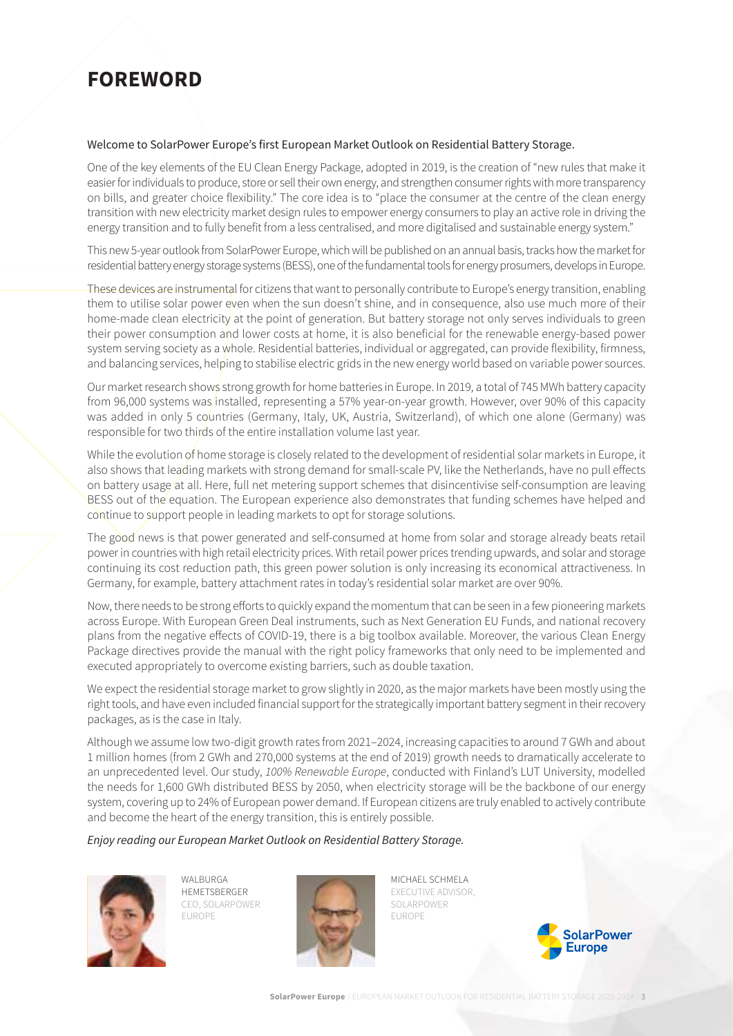# FOREWORD

Welcome to SolarPower Europe's first European Market Outlook on Residential Battery Storage.

One of the key elements of the EU Clean Energy Package, adopted in 2019, is the creation of "new rules that make it easier for individuals to produce, store or sell their own energy, and strengthen consumer rights with more transparency on bills, and greater choice flexibility." The core idea is to "place the consumer at the centre of the clean energy transition with new electricity market design rules to empower energy consumers to play an active role in driving the energy transition and to fully benefit from a less centralised, and more digitalised and sustainable energy system."

This new 5-year outlook from SolarPower Europe, which will be published on an annual basis, tracks how the market for residential battery energy storage systems (BESS), one of the fundamental tools for energy prosumers, develops in Europe.

These devices are instrumental for citizens that want to personally contribute to Europe's energy transition, enabling them to utilise solar power even when the sun doesn't shine, and in consequence, also use much more of their home-made clean electricity at the point of generation. But battery storage not only serves individuals to green their power consumption and lower costs at home, it is also beneficial for the renewable energy-based power system serving society as a whole. Residential batteries, individual or aggregated, can provide flexibility, firmness, and balancing services, helping to stabilise electric grids in the new energy world based on variable power sources.

Our market research shows strong growth for home batteries in Europe. In 2019, a total of 745 MWh battery capacity from 96,000 systems was installed, representing a 57% year-on-year growth. However, over 90% of this capacity was added in only 5 countries (Germany, Italy, UK, Austria, Switzerland), of which one alone (Germany) was responsible for two thirds of the entire installation volume last year.

While the evolution of home storage is closely related to the development of residential solar markets in Europe, it also shows that leading markets with strong demand for small-scale PV, like the Netherlands, have no pull effects on battery usage at all. Here, full net metering support schemes that disincentivise self-consumption are leaving BESS out of the equation. The European experience also demonstrates that funding schemes have helped and continue to support people in leading markets to opt for storage solutions.

The good news is that power generated and self-consumed at home from solar and storage already beats retail power in countries with high retail electricity prices. With retail power prices trending upwards, and solar and storage continuing its cost reduction path, this green power solution is only increasing its economical attractiveness. In Germany, for example, battery attachment rates in today's residential solar market are over 90%.

Now, there needs to be strong efforts to quickly expand the momentum that can be seen in a few pioneering markets across Europe. With European Green Deal instruments, such as Next Generation EU Funds, and national recovery plans from the negative effects of COVID-19, there is a big toolbox available. Moreover, the various Clean Energy Package directives provide the manual with the right policy frameworks that only need to be implemented and executed appropriately to overcome existing barriers, such as double taxation.

We expect the residential storage market to grow slightly in 2020, as the major markets have been mostly using the right tools, and have even included financial support for the strategically important battery segment in their recovery packages, as is the case in Italy.

Although we assume low two-digit growth rates from 2021–2024, increasing capacities to around 7 GWh and about 1 million homes (from 2 GWh and 270,000 systems at the end of 2019) growth needs to dramatically accelerate to an unprecedented level. Our study, *100% Renewable Europe*, conducted with Finland's LUT University, modelled the needs for 1,600 GWh distributed BESS by 2050, when electricity storage will be the backbone of our energy system, covering up to 24% of European power demand. If European citizens are truly enabled to actively contribute and become the heart of the energy transition, this is entirely possible.

*Enjoy reading our European Market Outlook on Residential Battery Storage.*

WALBURGA HEMETSBERGER
CEO, SOLARPOWER EUROPE

MICHAEL SCHMELA
EXECUTIVE ADVISOR, SOLARPOWER EUROPE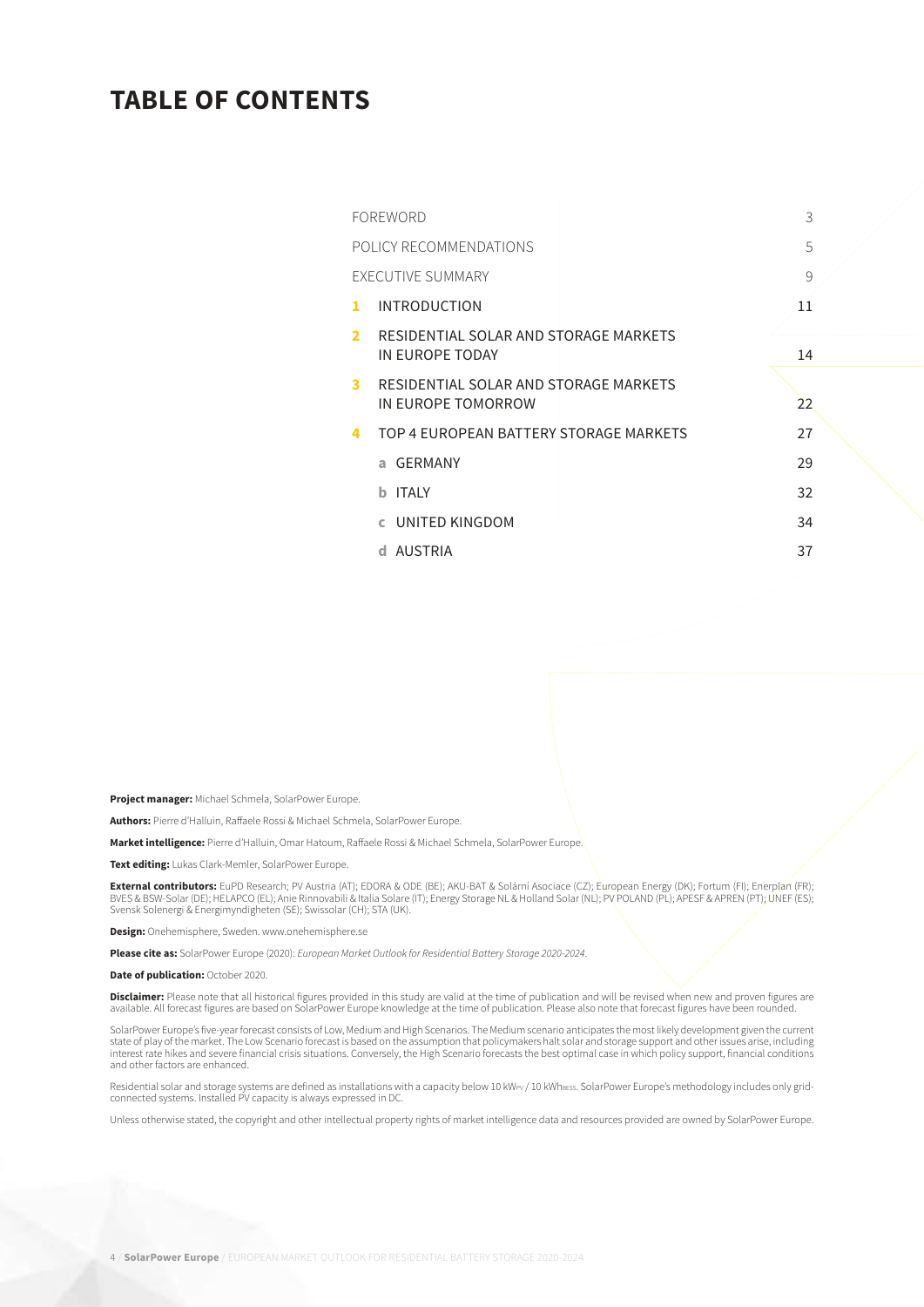# TABLE OF CONTENTS

| | | |
|---|---|---|
| FOREWORD | | 3 |
| POLICY RECOMMENDATIONS | | 5 |
| EXECUTIVE SUMMARY | | 9 |
| 1 | INTRODUCTION | 11 |
| 2 | RESIDENTIAL SOLAR AND STORAGE MARKETS IN EUROPE TODAY | 14 |
| 3 | RESIDENTIAL SOLAR AND STORAGE MARKETS IN EUROPE TOMORROW | 22 |
| 4 | TOP 4 EUROPEAN BATTERY STORAGE MARKETS | 27 |
| | a GERMANY | 29 |
| | b ITALY | 32 |
| | c UNITED KINGDOM | 34 |
| | d AUSTRIA | 37 |

**Project manager:** Michael Schmela, SolarPower Europe.

**Authors:** Pierre d'Halluin, Raffaele Rossi & Michael Schmela, SolarPower Europe.

**Market intelligence:** Pierre d'Halluin, Omar Hatoum, Raffaele Rossi & Michael Schmela, SolarPower Europe.

**Text editing:** Lukas Clark-Memler, SolarPower Europe.

**External contributors:** EuPD Research; PV Austria (AT); EDORA & ODE (BE); AKU-BAT & Solární Asociace (CZ); European Energy (DK); Fortum (FI); Enerplan (FR); BVES & BSW-Solar (DE); HELAPCO (EL); Anie Rinnovabili & Italia Solare (IT); Energy Storage NL & Holland Solar (NL); PV POLAND (PL); APESF & APREN (PT); UNEF (ES); Svensk Solenergi & Energimyndigheten (SE); Swissolar (CH); STA (UK).

**Design:** Onehemisphere, Sweden. www.onehemisphere.se

**Please cite as:** SolarPower Europe (2020): *European Market Outlook for Residential Battery Storage 2020-2024.*

**Date of publication:** October 2020.

**Disclaimer:** Please note that all historical figures provided in this study are valid at the time of publication and will be revised when new and proven figures are available. All forecast figures are based on SolarPower Europe knowledge at the time of publication. Please also note that forecast figures have been rounded.

SolarPower Europe's five-year forecast consists of Low, Medium and High Scenarios. The Medium scenario anticipates the most likely development given the current state of play of the market. The Low Scenario forecast is based on the assumption that policymakers halt solar and storage support and other issues arise, including interest rate hikes and severe financial crisis situations. Conversely, the High Scenario forecasts the best optimal case in which policy support, financial conditions and other factors are enhanced.

Residential solar and storage systems are defined as installations with a capacity below 10 $kW_{PV}$ / 10 $kWh_{BESS}$. SolarPower Europe's methodology includes only grid-connected systems. Installed PV capacity is always expressed in DC.

Unless otherwise stated, the copyright and other intellectual property rights of market intelligence data and resources provided are owned by SolarPower Europe.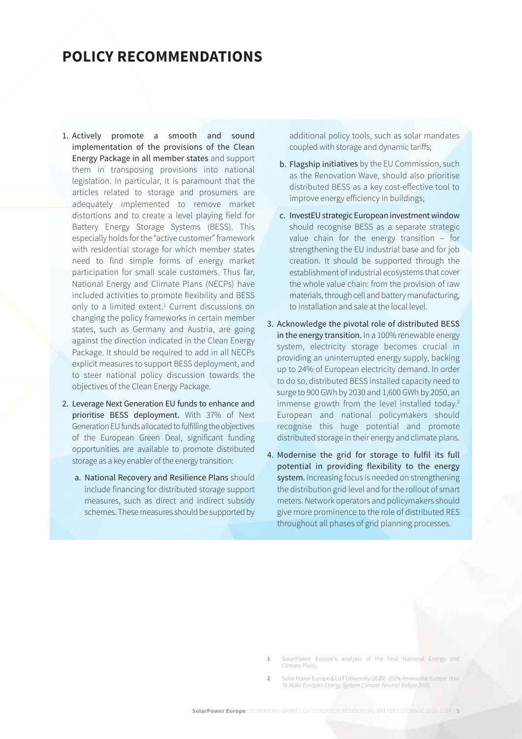# POLICY RECOMMENDATIONS

1. **Actively promote a smooth and sound implementation of the provisions of the Clean Energy Package in all member states** and support them in transposing provisions into national legislation. In particular, it is paramount that the articles related to storage and prosumers are adequately implemented to remove market distortions and to create a level playing field for Battery Energy Storage Systems (BESS). This especially holds for the "active customer" framework with residential storage for which member states need to find simple forms of energy market participation for small scale customers. Thus far, National Energy and Climate Plans (NECPs) have included activities to promote flexibility and BESS only to a limited extent.[1] Current discussions on changing the policy frameworks in certain member states, such as Germany and Austria, are going against the direction indicated in the Clean Energy Package. It should be required to add in all NECPs explicit measures to support BESS deployment, and to steer national policy discussion towards the objectives of the Clean Energy Package.

2. **Leverage Next Generation EU funds to enhance and prioritise BESS deployment.** With 37% of Next Generation EU funds allocated to fulfilling the objectives of the European Green Deal, significant funding opportunities are available to promote distributed storage as a key enabler of the energy transition:

   a. **National Recovery and Resilience Plans** should include financing for distributed storage support measures, such as direct and indirect subsidy schemes. These measures should be supported by additional policy tools, such as solar mandates coupled with storage and dynamic tariffs;

   b. **Flagship initiatives** by the EU Commission, such as the Renovation Wave, should also prioritise distributed BESS as a key cost-effective tool to improve energy efficiency in buildings;

   c. **InvestEU strategic European investment window** should recognise BESS as a separate strategic value chain for the energy transition – for strengthening the EU industrial base and for job creation. It should be supported through the establishment of industrial ecosystems that cover the whole value chain: from the provision of raw materials, through cell and battery manufacturing, to installation and sale at the local level.

3. **Acknowledge the pivotal role of distributed BESS in the energy transition.** In a 100% renewable energy system, electricity storage becomes crucial in providing an uninterrupted energy supply, backing up to 24% of European electricity demand. In order to do so, distributed BESS installed capacity need to surge to 900 GWh by 2030 and 1,600 GWh by 2050, an immense growth from the level installed today.[2] European and national policymakers should recognise this huge potential and promote distributed storage in their energy and climate plans.

4. **Modernise the grid for storage to fulfil its full potential in providing flexibility to the energy system.** Increasing focus is needed on strengthening the distribution grid level and for the rollout of smart meters. Network operators and policymakers should give more prominence to the role of distributed RES throughout all phases of grid planning processes.

---

1 SolarPower Europe's analysis of the final National Energy and Climate Plans.

2 Solar Power Europe & LUT University (2020): *100% Renewable Europe: How To Make Europe's Energy System Climate-Neutral Before 2050*.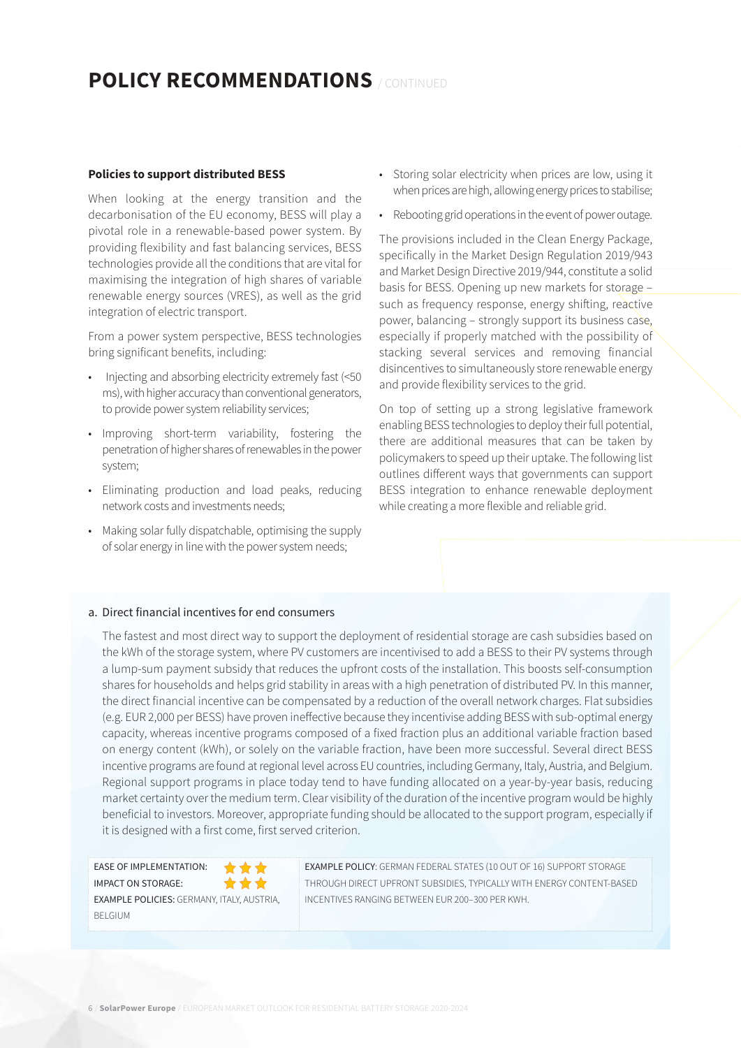# POLICY RECOMMENDATIONS / CONTINUED

**Policies to support distributed BESS**

When looking at the energy transition and the decarbonisation of the EU economy, BESS will play a pivotal role in a renewable-based power system. By providing flexibility and fast balancing services, BESS technologies provide all the conditions that are vital for maximising the integration of high shares of variable renewable energy sources (VRES), as well as the grid integration of electric transport.

From a power system perspective, BESS technologies bring significant benefits, including:

- Injecting and absorbing electricity extremely fast (<50 ms), with higher accuracy than conventional generators, to provide power system reliability services;
- Improving short-term variability, fostering the penetration of higher shares of renewables in the power system;
- Eliminating production and load peaks, reducing network costs and investments needs;
- Making solar fully dispatchable, optimising the supply of solar energy in line with the power system needs;
- Storing solar electricity when prices are low, using it when prices are high, allowing energy prices to stabilise;
- Rebooting grid operations in the event of power outage.

The provisions included in the Clean Energy Package, specifically in the Market Design Regulation 2019/943 and Market Design Directive 2019/944, constitute a solid basis for BESS. Opening up new markets for storage – such as frequency response, energy shifting, reactive power, balancing – strongly support its business case, especially if properly matched with the possibility of stacking several services and removing financial disincentives to simultaneously store renewable energy and provide flexibility services to the grid.

On top of setting up a strong legislative framework enabling BESS technologies to deploy their full potential, there are additional measures that can be taken by policymakers to speed up their uptake. The following list outlines different ways that governments can support BESS integration to enhance renewable deployment while creating a more flexible and reliable grid.

a. Direct financial incentives for end consumers

The fastest and most direct way to support the deployment of residential storage are cash subsidies based on the kWh of the storage system, where PV customers are incentivised to add a BESS to their PV systems through a lump-sum payment subsidy that reduces the upfront costs of the installation. This boosts self-consumption shares for households and helps grid stability in areas with a high penetration of distributed PV. In this manner, the direct financial incentive can be compensated by a reduction of the overall network charges. Flat subsidies (e.g. EUR 2,000 per BESS) have proven ineffective because they incentivise adding BESS with sub-optimal energy capacity, whereas incentive programs composed of a fixed fraction plus an additional variable fraction based on energy content (kWh), or solely on the variable fraction, have been more successful. Several direct BESS incentive programs are found at regional level across EU countries, including Germany, Italy, Austria, and Belgium. Regional support programs in place today tend to have funding allocated on a year-by-year basis, reducing market certainty over the medium term. Clear visibility of the duration of the incentive program would be highly beneficial to investors. Moreover, appropriate funding should be allocated to the support program, especially if it is designed with a first come, first served criterion.

| | |
|---|---|
| EASE OF IMPLEMENTATION: ★★★<br>IMPACT ON STORAGE: ★★★<br>EXAMPLE POLICIES: GERMANY, ITALY, AUSTRIA, BELGIUM | EXAMPLE POLICY: GERMAN FEDERAL STATES (10 OUT OF 16) SUPPORT STORAGE THROUGH DIRECT UPFRONT SUBSIDIES, TYPICALLY WITH ENERGY CONTENT-BASED INCENTIVES RANGING BETWEEN EUR 200–300 PER KWH. |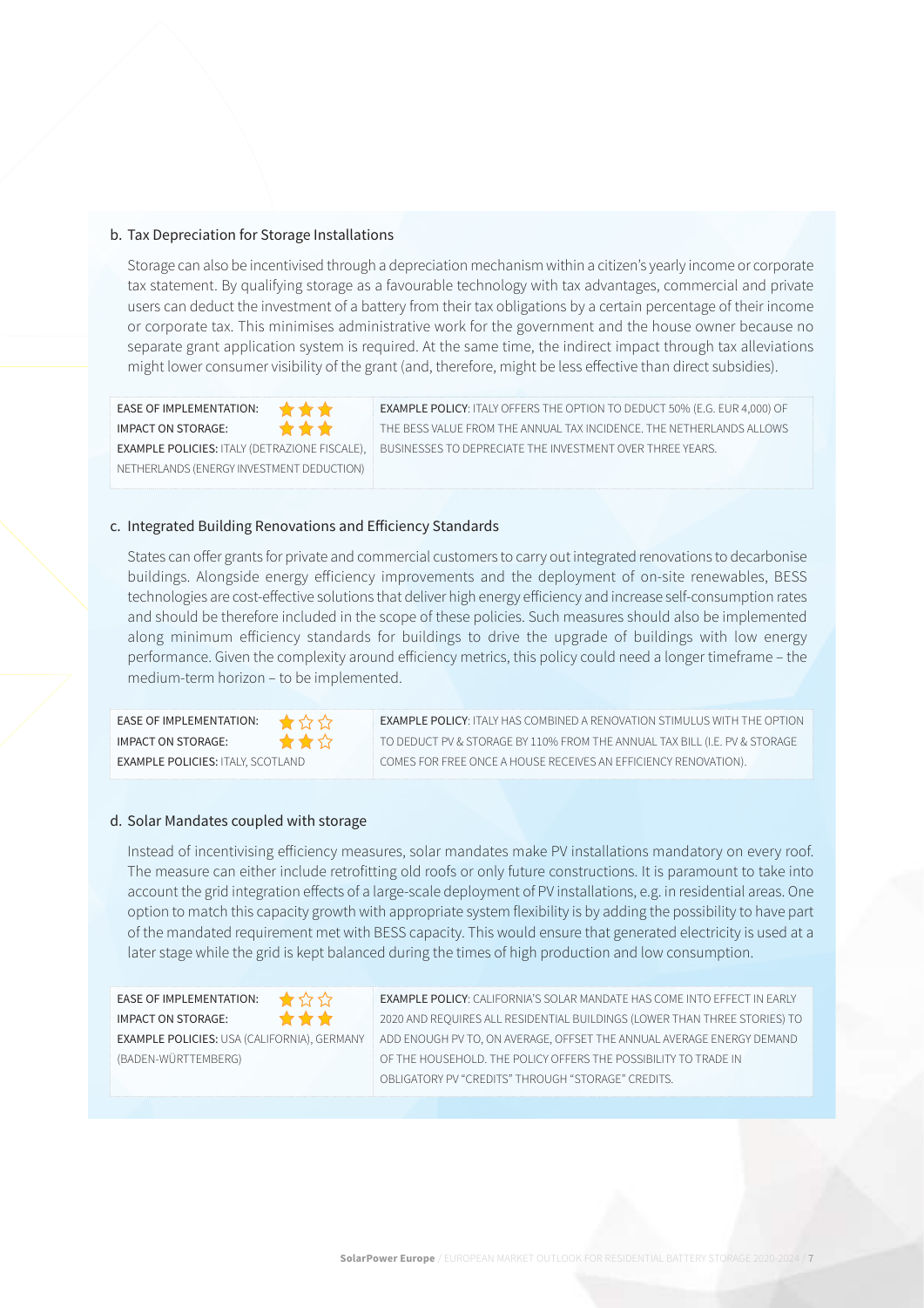### b. Tax Depreciation for Storage Installations

Storage can also be incentivised through a depreciation mechanism within a citizen's yearly income or corporate tax statement. By qualifying storage as a favourable technology with tax advantages, commercial and private users can deduct the investment of a battery from their tax obligations by a certain percentage of their income or corporate tax. This minimises administrative work for the government and the house owner because no separate grant application system is required. At the same time, the indirect impact through tax alleviations might lower consumer visibility of the grant (and, therefore, might be less effective than direct subsidies).

| | |
|---|---|
| EASE OF IMPLEMENTATION: ★★★<br>IMPACT ON STORAGE: ★★★<br>**EXAMPLE POLICIES:** ITALY (DETRAZIONE FISCALE), NETHERLANDS (ENERGY INVESTMENT DEDUCTION) | **EXAMPLE POLICY**: ITALY OFFERS THE OPTION TO DEDUCT 50% (E.G. EUR 4,000) OF THE BESS VALUE FROM THE ANNUAL TAX INCIDENCE. THE NETHERLANDS ALLOWS BUSINESSES TO DEPRECIATE THE INVESTMENT OVER THREE YEARS. |

### c. Integrated Building Renovations and Efficiency Standards

States can offer grants for private and commercial customers to carry out integrated renovations to decarbonise buildings. Alongside energy efficiency improvements and the deployment of on-site renewables, BESS technologies are cost-effective solutions that deliver high energy efficiency and increase self-consumption rates and should be therefore included in the scope of these policies. Such measures should also be implemented along minimum efficiency standards for buildings to drive the upgrade of buildings with low energy performance. Given the complexity around efficiency metrics, this policy could need a longer timeframe – the medium-term horizon – to be implemented.

| | |
|---|---|
| EASE OF IMPLEMENTATION: ★☆☆<br>IMPACT ON STORAGE: ★★☆<br>**EXAMPLE POLICIES:** ITALY, SCOTLAND | **EXAMPLE POLICY**: ITALY HAS COMBINED A RENOVATION STIMULUS WITH THE OPTION TO DEDUCT PV & STORAGE BY 110% FROM THE ANNUAL TAX BILL (I.E. PV & STORAGE COMES FOR FREE ONCE A HOUSE RECEIVES AN EFFICIENCY RENOVATION). |

### d. Solar Mandates coupled with storage

Instead of incentivising efficiency measures, solar mandates make PV installations mandatory on every roof. The measure can either include retrofitting old roofs or only future constructions. It is paramount to take into account the grid integration effects of a large-scale deployment of PV installations, e.g. in residential areas. One option to match this capacity growth with appropriate system flexibility is by adding the possibility to have part of the mandated requirement met with BESS capacity. This would ensure that generated electricity is used at a later stage while the grid is kept balanced during the times of high production and low consumption.

| | |
|---|---|
| EASE OF IMPLEMENTATION: ★☆☆<br>IMPACT ON STORAGE: ★★★<br>**EXAMPLE POLICIES:** USA (CALIFORNIA), GERMANY (BADEN-WÜRTTEMBERG) | **EXAMPLE POLICY**: CALIFORNIA'S SOLAR MANDATE HAS COME INTO EFFECT IN EARLY 2020 AND REQUIRES ALL RESIDENTIAL BUILDINGS (LOWER THAN THREE STORIES) TO ADD ENOUGH PV TO, ON AVERAGE, OFFSET THE ANNUAL AVERAGE ENERGY DEMAND OF THE HOUSEHOLD. THE POLICY OFFERS THE POSSIBILITY TO TRADE IN OBLIGATORY PV "CREDITS" THROUGH "STORAGE" CREDITS. |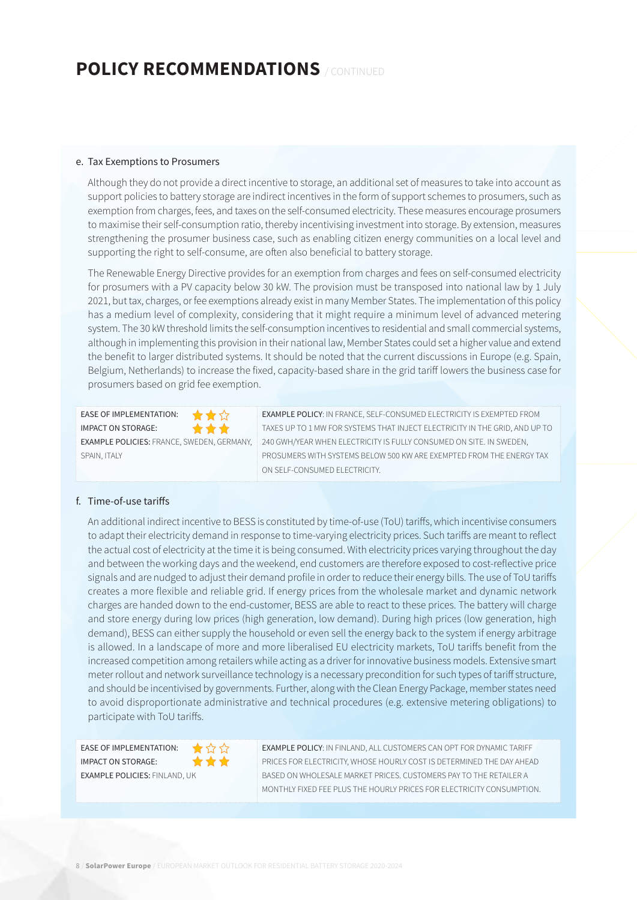# POLICY RECOMMENDATIONS / CONTINUED

e. Tax Exemptions to Prosumers

Although they do not provide a direct incentive to storage, an additional set of measures to take into account as support policies to battery storage are indirect incentives in the form of support schemes to prosumers, such as exemption from charges, fees, and taxes on the self-consumed electricity. These measures encourage prosumers to maximise their self-consumption ratio, thereby incentivising investment into storage. By extension, measures strengthening the prosumer business case, such as enabling citizen energy communities on a local level and supporting the right to self-consume, are often also beneficial to battery storage.

The Renewable Energy Directive provides for an exemption from charges and fees on self-consumed electricity for prosumers with a PV capacity below 30 kW. The provision must be transposed into national law by 1 July 2021, but tax, charges, or fee exemptions already exist in many Member States. The implementation of this policy has a medium level of complexity, considering that it might require a minimum level of advanced metering system. The 30 kW threshold limits the self-consumption incentives to residential and small commercial systems, although in implementing this provision in their national law, Member States could set a higher value and extend the benefit to larger distributed systems. It should be noted that the current discussions in Europe (e.g. Spain, Belgium, Netherlands) to increase the fixed, capacity-based share in the grid tariff lowers the business case for prosumers based on grid fee exemption.

| | |
|---|---|
| EASE OF IMPLEMENTATION: ★★☆<br>IMPACT ON STORAGE: ★★★<br>**EXAMPLE POLICIES:** FRANCE, SWEDEN, GERMANY, SPAIN, ITALY | **EXAMPLE POLICY**: IN FRANCE, SELF-CONSUMED ELECTRICITY IS EXEMPTED FROM TAXES UP TO 1 MW FOR SYSTEMS THAT INJECT ELECTRICITY IN THE GRID, AND UP TO 240 GWH/YEAR WHEN ELECTRICITY IS FULLY CONSUMED ON SITE. IN SWEDEN, PROSUMERS WITH SYSTEMS BELOW 500 KW ARE EXEMPTED FROM THE ENERGY TAX ON SELF-CONSUMED ELECTRICITY. |

f. Time-of-use tariffs

An additional indirect incentive to BESS is constituted by time-of-use (ToU) tariffs, which incentivise consumers to adapt their electricity demand in response to time-varying electricity prices. Such tariffs are meant to reflect the actual cost of electricity at the time it is being consumed. With electricity prices varying throughout the day and between the working days and the weekend, end customers are therefore exposed to cost-reflective price signals and are nudged to adjust their demand profile in order to reduce their energy bills. The use of ToU tariffs creates a more flexible and reliable grid. If energy prices from the wholesale market and dynamic network charges are handed down to the end-customer, BESS are able to react to these prices. The battery will charge and store energy during low prices (high generation, low demand). During high prices (low generation, high demand), BESS can either supply the household or even sell the energy back to the system if energy arbitrage is allowed. In a landscape of more and more liberalised EU electricity markets, ToU tariffs benefit from the increased competition among retailers while acting as a driver for innovative business models. Extensive smart meter rollout and network surveillance technology is a necessary precondition for such types of tariff structure, and should be incentivised by governments. Further, along with the Clean Energy Package, member states need to avoid disproportionate administrative and technical procedures (e.g. extensive metering obligations) to participate with ToU tariffs.

| | |
|---|---|
| EASE OF IMPLEMENTATION: ★☆☆<br>IMPACT ON STORAGE: ★★★<br>**EXAMPLE POLICIES:** FINLAND, UK | **EXAMPLE POLICY**: IN FINLAND, ALL CUSTOMERS CAN OPT FOR DYNAMIC TARIFF PRICES FOR ELECTRICITY, WHOSE HOURLY COST IS DETERMINED THE DAY AHEAD BASED ON WHOLESALE MARKET PRICES. CUSTOMERS PAY TO THE RETAILER A MONTHLY FIXED FEE PLUS THE HOURLY PRICES FOR ELECTRICITY CONSUMPTION. |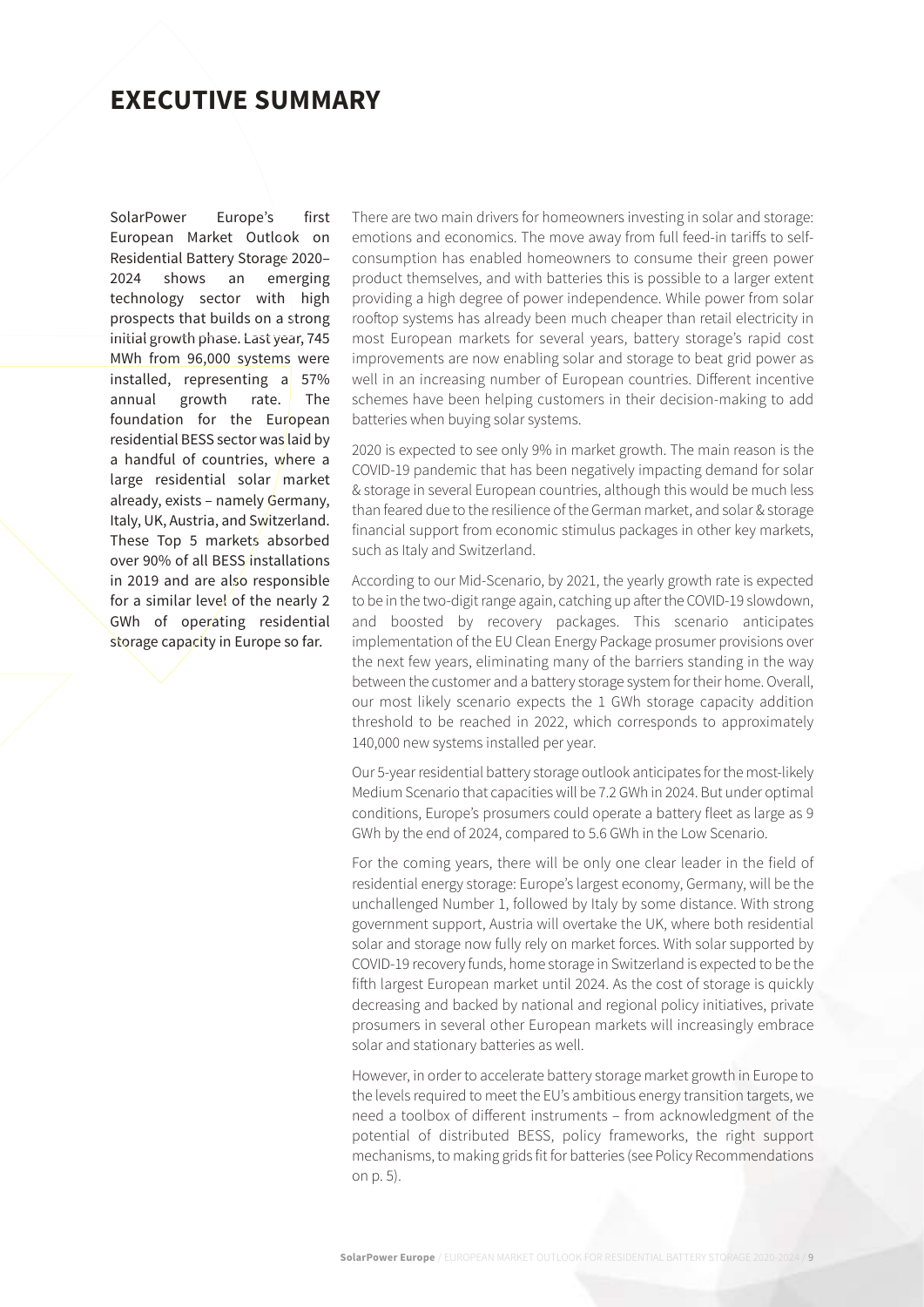# EXECUTIVE SUMMARY

SolarPower Europe's first European Market Outlook on Residential Battery Storage 2020–2024 shows an emerging technology sector with high prospects that builds on a strong initial growth phase. Last year, 745 MWh from 96,000 systems were installed, representing a 57% annual growth rate. The foundation for the European residential BESS sector was laid by a handful of countries, where a large residential solar market already, exists – namely Germany, Italy, UK, Austria, and Switzerland. These Top 5 markets absorbed over 90% of all BESS installations in 2019 and are also responsible for a similar level of the nearly 2 GWh of operating residential storage capacity in Europe so far.

There are two main drivers for homeowners investing in solar and storage: emotions and economics. The move away from full feed-in tariffs to self-consumption has enabled homeowners to consume their green power product themselves, and with batteries this is possible to a larger extent providing a high degree of power independence. While power from solar rooftop systems has already been much cheaper than retail electricity in most European markets for several years, battery storage's rapid cost improvements are now enabling solar and storage to beat grid power as well in an increasing number of European countries. Different incentive schemes have been helping customers in their decision-making to add batteries when buying solar systems.

2020 is expected to see only 9% in market growth. The main reason is the COVID-19 pandemic that has been negatively impacting demand for solar & storage in several European countries, although this would be much less than feared due to the resilience of the German market, and solar & storage financial support from economic stimulus packages in other key markets, such as Italy and Switzerland.

According to our Mid-Scenario, by 2021, the yearly growth rate is expected to be in the two-digit range again, catching up after the COVID-19 slowdown, and boosted by recovery packages. This scenario anticipates implementation of the EU Clean Energy Package prosumer provisions over the next few years, eliminating many of the barriers standing in the way between the customer and a battery storage system for their home. Overall, our most likely scenario expects the 1 GWh storage capacity addition threshold to be reached in 2022, which corresponds to approximately 140,000 new systems installed per year.

Our 5-year residential battery storage outlook anticipates for the most-likely Medium Scenario that capacities will be 7.2 GWh in 2024. But under optimal conditions, Europe's prosumers could operate a battery fleet as large as 9 GWh by the end of 2024, compared to 5.6 GWh in the Low Scenario.

For the coming years, there will be only one clear leader in the field of residential energy storage: Europe's largest economy, Germany, will be the unchallenged Number 1, followed by Italy by some distance. With strong government support, Austria will overtake the UK, where both residential solar and storage now fully rely on market forces. With solar supported by COVID-19 recovery funds, home storage in Switzerland is expected to be the fifth largest European market until 2024. As the cost of storage is quickly decreasing and backed by national and regional policy initiatives, private prosumers in several other European markets will increasingly embrace solar and stationary batteries as well.

However, in order to accelerate battery storage market growth in Europe to the levels required to meet the EU's ambitious energy transition targets, we need a toolbox of different instruments – from acknowledgment of the potential of distributed BESS, policy frameworks, the right support mechanisms, to making grids fit for batteries (see Policy Recommendations on p. 5).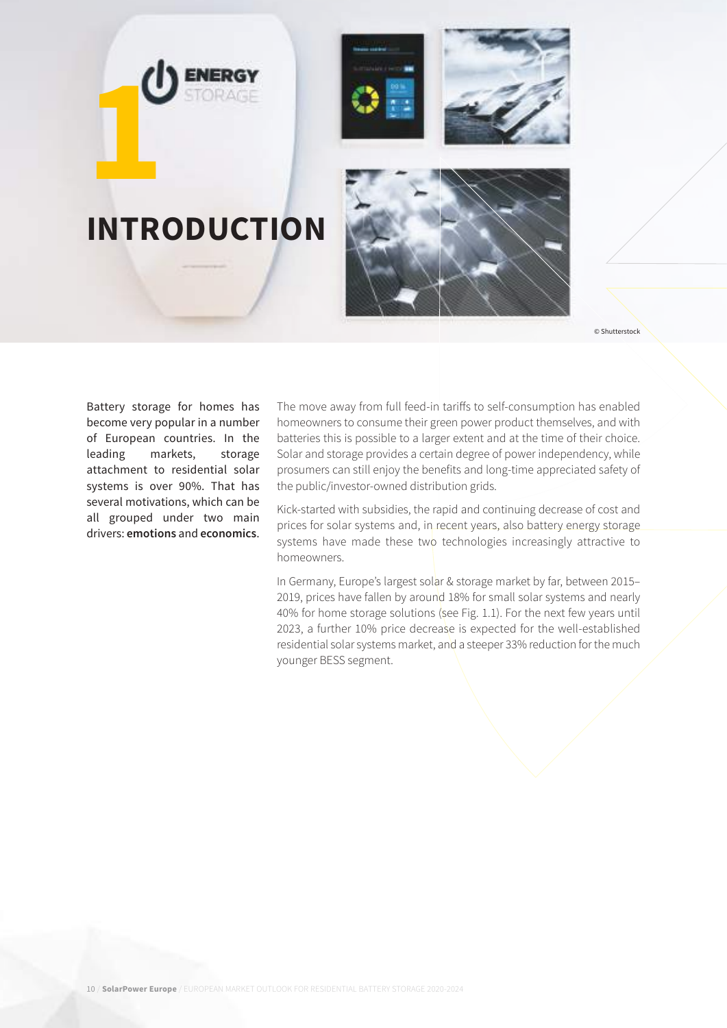# 1 INTRODUCTION

© Shutterstock

Battery storage for homes has become very popular in a number of European countries. In the leading markets, storage attachment to residential solar systems is over 90%. That has several motivations, which can be all grouped under two main drivers: **emotions** and **economics**.

The move away from full feed-in tariffs to self-consumption has enabled homeowners to consume their green power product themselves, and with batteries this is possible to a larger extent and at the time of their choice. Solar and storage provides a certain degree of power independency, while prosumers can still enjoy the benefits and long-time appreciated safety of the public/investor-owned distribution grids.

Kick-started with subsidies, the rapid and continuing decrease of cost and prices for solar systems and, in recent years, also battery energy storage systems have made these two technologies increasingly attractive to homeowners.

In Germany, Europe's largest solar & storage market by far, between 2015–2019, prices have fallen by around 18% for small solar systems and nearly 40% for home storage solutions (see Fig. 1.1). For the next few years until 2023, a further 10% price decrease is expected for the well-established residential solar systems market, and a steeper 33% reduction for the much younger BESS segment.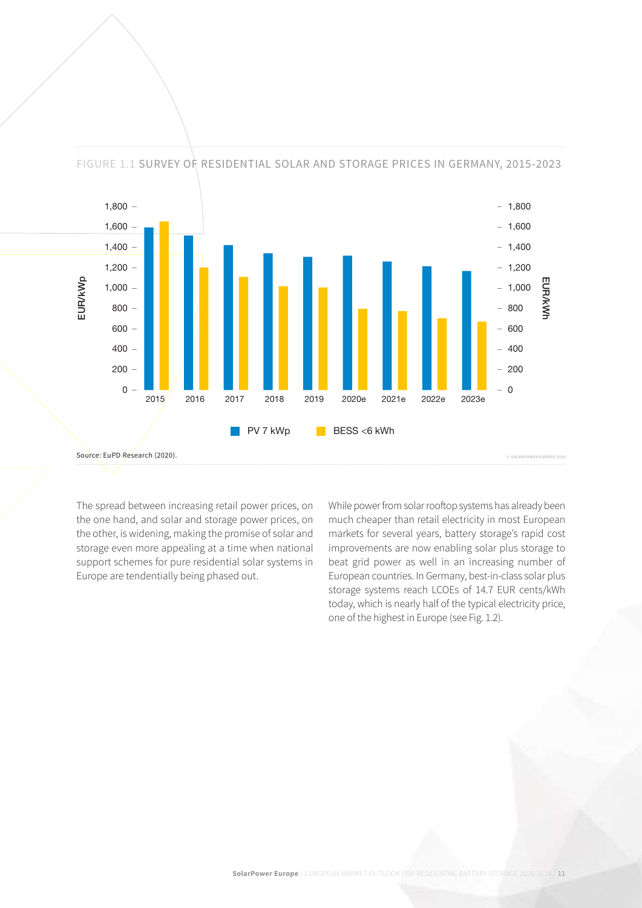FIGURE 1.1 SURVEY OF RESIDENTIAL SOLAR AND STORAGE PRICES IN GERMANY, 2015-2023

Source: EuPD Research (2020).

The spread between increasing retail power prices, on the one hand, and solar and storage power prices, on the other, is widening, making the promise of solar and storage even more appealing at a time when national support schemes for pure residential solar systems in Europe are tendentially being phased out.

While power from solar rooftop systems has already been much cheaper than retail electricity in most European markets for several years, battery storage's rapid cost improvements are now enabling solar plus storage to beat grid power as well in an increasing number of European countries. In Germany, best-in-class solar plus storage systems reach LCOEs of 14.7 EUR cents/kWh today, which is nearly half of the typical electricity price, one of the highest in Europe (see Fig. 1.2).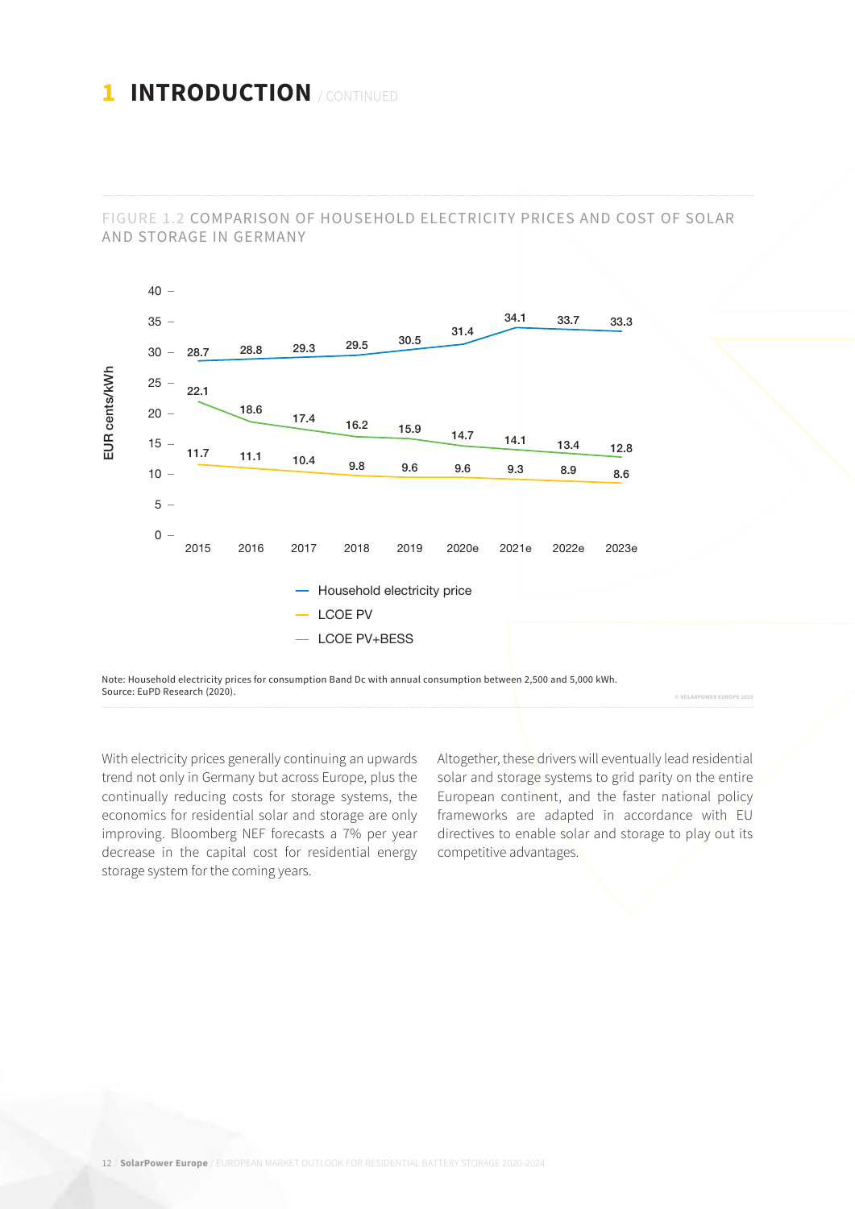# 1 INTRODUCTION / CONTINUED

FIGURE 1.2 COMPARISON OF HOUSEHOLD ELECTRICITY PRICES AND COST OF SOLAR AND STORAGE IN GERMANY

| EUR cents/kWh | 2015 | 2016 | 2017 | 2018 | 2019 | 2020e | 2021e | 2022e | 2023e |
|---|---|---|---|---|---|---|---|---|---|
| Household electricity price | 28.7 | 28.8 | 29.3 | 29.5 | 30.5 | 31.4 | 34.1 | 33.7 | 33.3 |
| LCOE PV | 11.7 | 11.1 | 10.4 | 9.8 | 9.6 | 9.6 | 9.3 | 8.9 | 8.6 |
| LCOE PV+BESS | 22.1 | 18.6 | 17.4 | 16.2 | 15.9 | 14.7 | 14.1 | 13.4 | 12.8 |

Note: Household electricity prices for consumption Band Dc with annual consumption between 2,500 and 5,000 kWh.
Source: EuPD Research (2020).

With electricity prices generally continuing an upwards trend not only in Germany but across Europe, plus the continually reducing costs for storage systems, the economics for residential solar and storage are only improving. Bloomberg NEF forecasts a 7% per year decrease in the capital cost for residential energy storage system for the coming years.

Altogether, these drivers will eventually lead residential solar and storage systems to grid parity on the entire European continent, and the faster national policy frameworks are adapted in accordance with EU directives to enable solar and storage to play out its competitive advantages.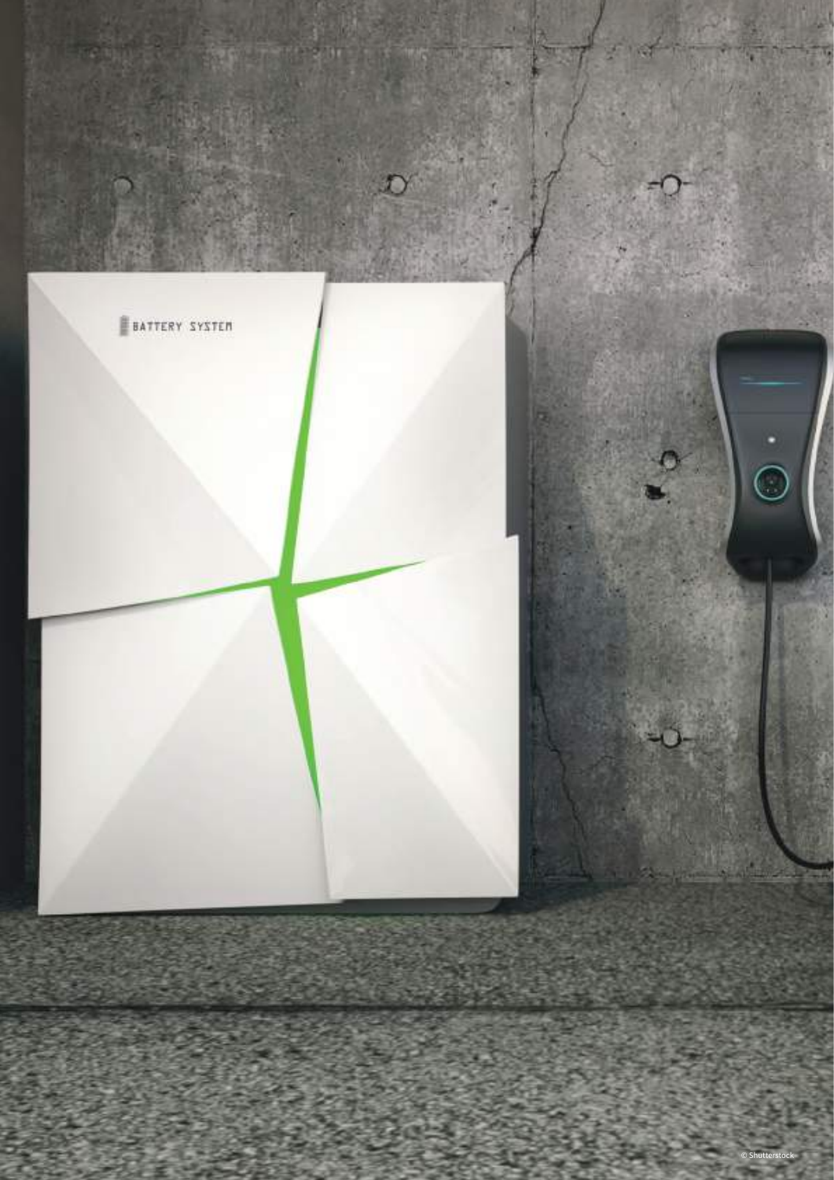© Shutterstock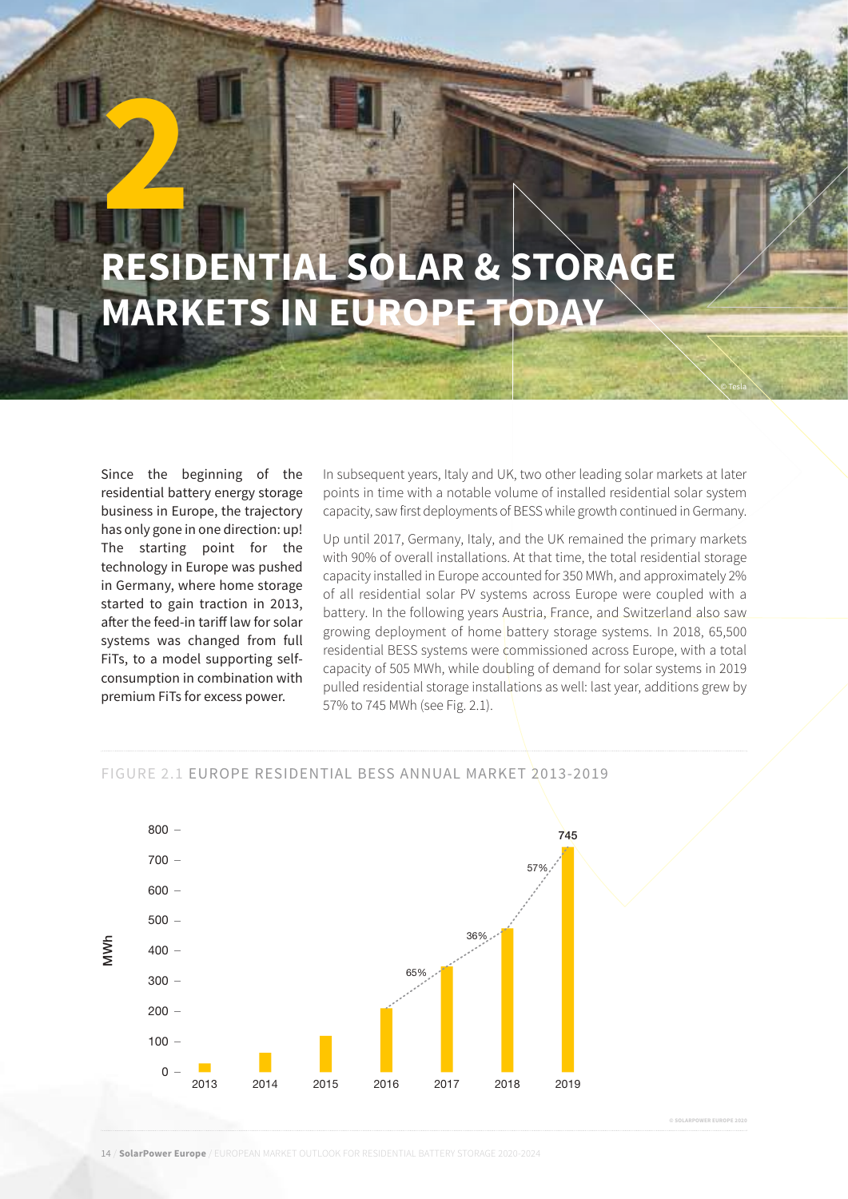# 2 RESIDENTIAL SOLAR & STORAGE MARKETS IN EUROPE TODAY

Since the beginning of the residential battery energy storage business in Europe, the trajectory has only gone in one direction: up! The starting point for the technology in Europe was pushed in Germany, where home storage started to gain traction in 2013, after the feed-in tariff law for solar systems was changed from full FiTs, to a model supporting self-consumption in combination with premium FiTs for excess power.

In subsequent years, Italy and UK, two other leading solar markets at later points in time with a notable volume of installed residential solar system capacity, saw first deployments of BESS while growth continued in Germany.

Up until 2017, Germany, Italy, and the UK remained the primary markets with 90% of overall installations. At that time, the total residential storage capacity installed in Europe accounted for 350 MWh, and approximately 2% of all residential solar PV systems across Europe were coupled with a battery. In the following years Austria, France, and Switzerland also saw growing deployment of home battery storage systems. In 2018, 65,500 residential BESS systems were commissioned across Europe, with a total capacity of 505 MWh, while doubling of demand for solar systems in 2019 pulled residential storage installations as well: last year, additions grew by 57% to 745 MWh (see Fig. 2.1).

FIGURE 2.1 EUROPE RESIDENTIAL BESS ANNUAL MARKET 2013-2019

| Year | MWh | Growth |
|---|---|---|
| 2013 | | |
| 2014 | | |
| 2015 | | |
| 2016 | | |
| 2017 | | 65% |
| 2018 | | 36% |
| 2019 | 745 | 57% |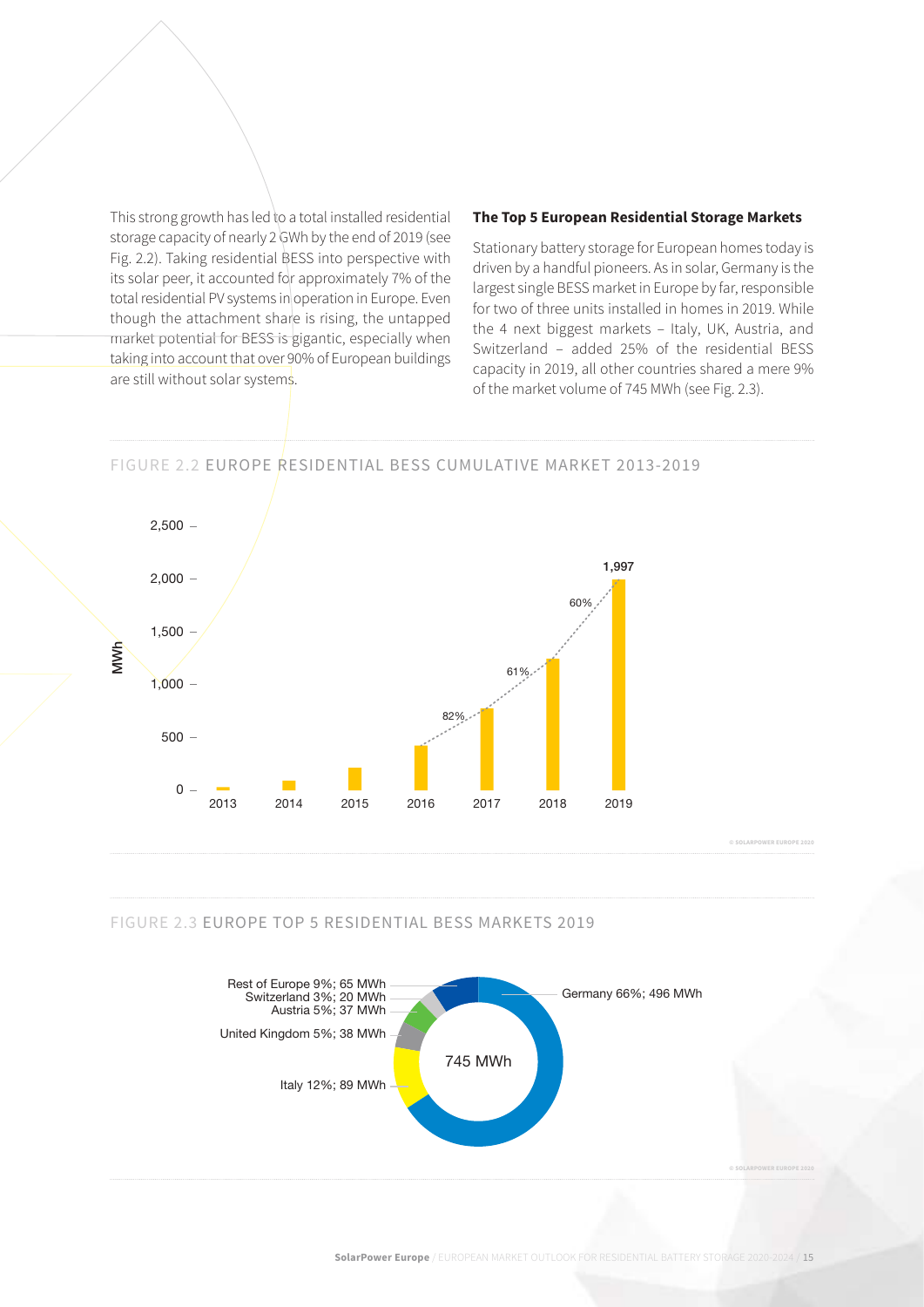This strong growth has led to a total installed residential storage capacity of nearly 2 GWh by the end of 2019 (see Fig. 2.2). Taking residential BESS into perspective with its solar peer, it accounted for approximately 7% of the total residential PV systems in operation in Europe. Even though the attachment share is rising, the untapped market potential for BESS is gigantic, especially when taking into account that over 90% of European buildings are still without solar systems.

### The Top 5 European Residential Storage Markets

Stationary battery storage for European homes today is driven by a handful pioneers. As in solar, Germany is the largest single BESS market in Europe by far, responsible for two of three units installed in homes in 2019. While the 4 next biggest markets – Italy, UK, Austria, and Switzerland – added 25% of the residential BESS capacity in 2019, all other countries shared a mere 9% of the market volume of 745 MWh (see Fig. 2.3).

FIGURE 2.2 EUROPE RESIDENTIAL BESS CUMULATIVE MARKET 2013-2019

| Year | MWh | Growth |
|---|---|---|
| 2013 | | |
| 2014 | | |
| 2015 | | |
| 2016 | | |
| 2017 | | 82% |
| 2018 | | 61% |
| 2019 | 1,997 | 60% |

© SOLARPOWER EUROPE 2020

FIGURE 2.3 EUROPE TOP 5 RESIDENTIAL BESS MARKETS 2019

Total: 745 MWh

| Country | Share | MWh |
|---|---|---|
| Germany | 66% | 496 MWh |
| Italy | 12% | 89 MWh |
| United Kingdom | 5% | 38 MWh |
| Austria | 5% | 37 MWh |
| Switzerland | 3% | 20 MWh |
| Rest of Europe | 9% | 65 MWh |

© SOLARPOWER EUROPE 2020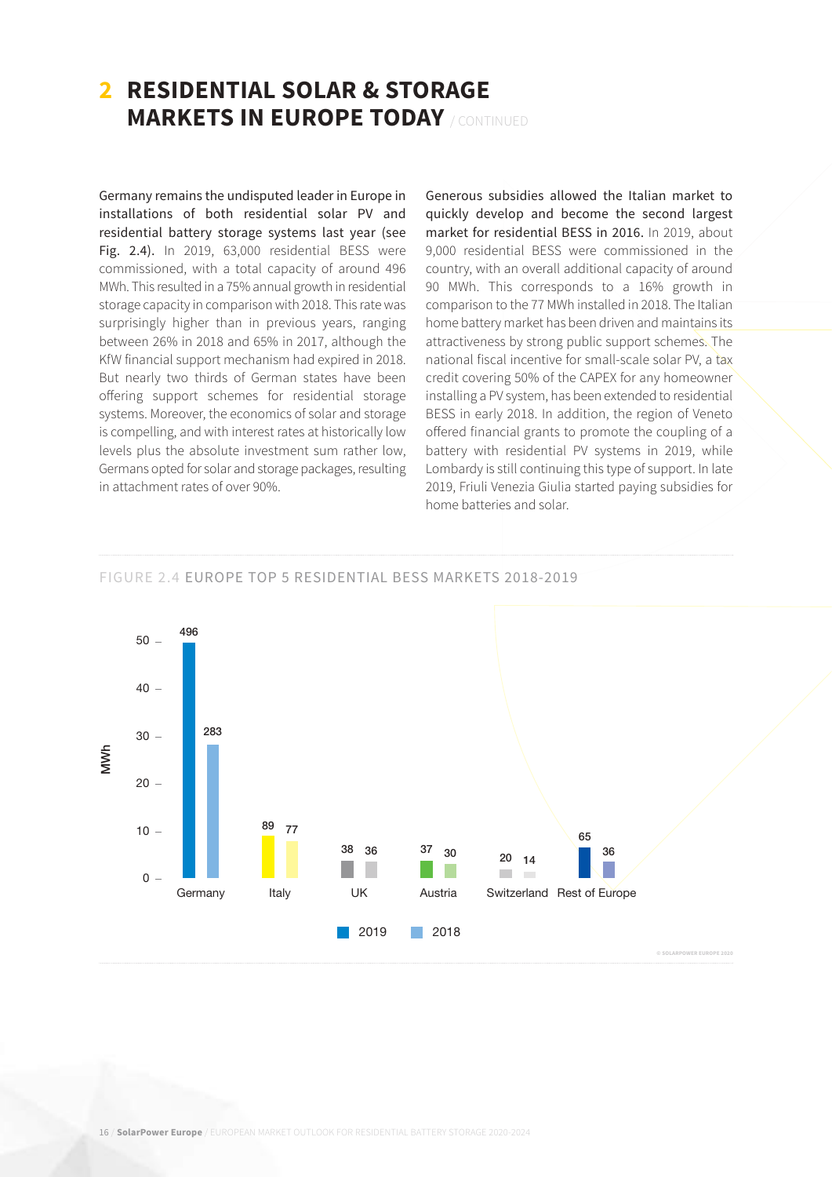# 2 RESIDENTIAL SOLAR & STORAGE MARKETS IN EUROPE TODAY / CONTINUED

**Germany remains the undisputed leader in Europe in installations of both residential solar PV and residential battery storage systems last year (see Fig. 2.4).** In 2019, 63,000 residential BESS were commissioned, with a total capacity of around 496 MWh. This resulted in a 75% annual growth in residential storage capacity in comparison with 2018. This rate was surprisingly higher than in previous years, ranging between 26% in 2018 and 65% in 2017, although the KfW financial support mechanism had expired in 2018. But nearly two thirds of German states have been offering support schemes for residential storage systems. Moreover, the economics of solar and storage is compelling, and with interest rates at historically low levels plus the absolute investment sum rather low, Germans opted for solar and storage packages, resulting in attachment rates of over 90%.

**Generous subsidies allowed the Italian market to quickly develop and become the second largest market for residential BESS in 2016.** In 2019, about 9,000 residential BESS were commissioned in the country, with an overall additional capacity of around 90 MWh. This corresponds to a 16% growth in comparison to the 77 MWh installed in 2018. The Italian home battery market has been driven and maintains its attractiveness by strong public support schemes. The national fiscal incentive for small-scale solar PV, a tax credit covering 50% of the CAPEX for any homeowner installing a PV system, has been extended to residential BESS in early 2018. In addition, the region of Veneto offered financial grants to promote the coupling of a battery with residential PV systems in 2019, while Lombardy is still continuing this type of support. In late 2019, Friuli Venezia Giulia started paying subsidies for home batteries and solar.

FIGURE 2.4 EUROPE TOP 5 RESIDENTIAL BESS MARKETS 2018-2019

| MWh | 2019 | 2018 |
|---|---|---|
| Germany | 496 | 283 |
| Italy | 89 | 77 |
| UK | 38 | 36 |
| Austria | 37 | 30 |
| Switzerland | 20 | 14 |
| Rest of Europe | 65 | 36 |

© SOLARPOWER EUROPE 2020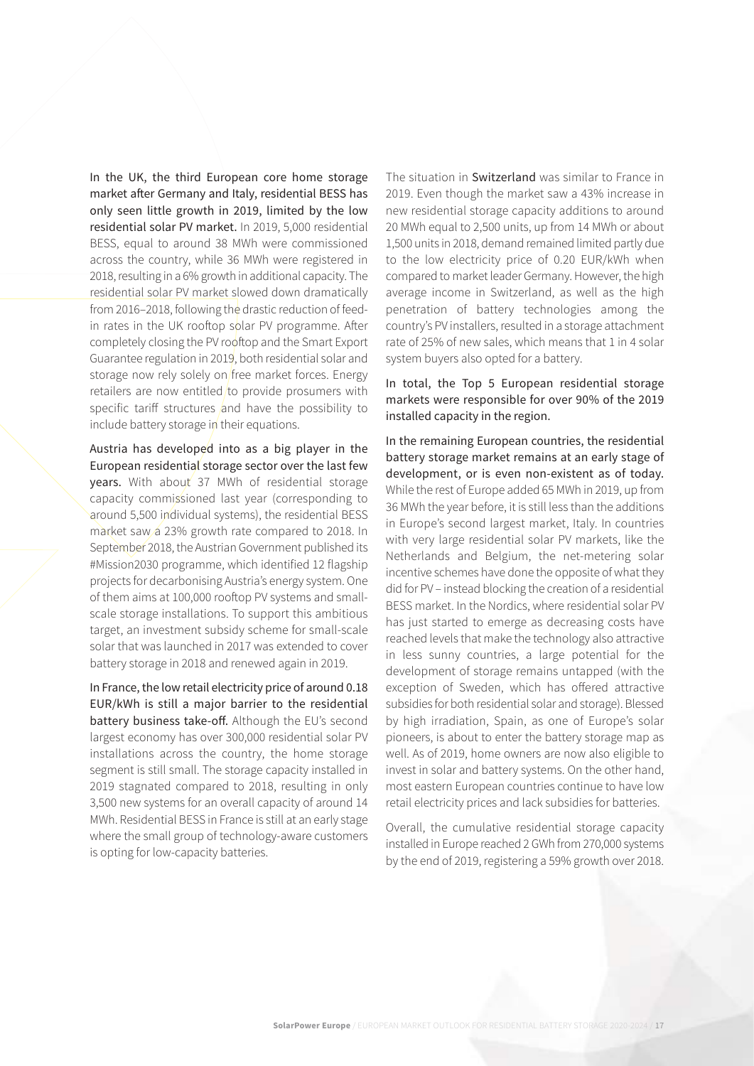**In the UK, the third European core home storage market after Germany and Italy, residential BESS has only seen little growth in 2019, limited by the low residential solar PV market.** In 2019, 5,000 residential BESS, equal to around 38 MWh were commissioned across the country, while 36 MWh were registered in 2018, resulting in a 6% growth in additional capacity. The residential solar PV market slowed down dramatically from 2016–2018, following the drastic reduction of feed-in rates in the UK rooftop solar PV programme. After completely closing the PV rooftop and the Smart Export Guarantee regulation in 2019, both residential solar and storage now rely solely on free market forces. Energy retailers are now entitled to provide prosumers with specific tariff structures and have the possibility to include battery storage in their equations.

**Austria has developed into as a big player in the European residential storage sector over the last few years.** With about 37 MWh of residential storage capacity commissioned last year (corresponding to around 5,500 individual systems), the residential BESS market saw a 23% growth rate compared to 2018. In September 2018, the Austrian Government published its #Mission2030 programme, which identified 12 flagship projects for decarbonising Austria's energy system. One of them aims at 100,000 rooftop PV systems and small-scale storage installations. To support this ambitious target, an investment subsidy scheme for small-scale solar that was launched in 2017 was extended to cover battery storage in 2018 and renewed again in 2019.

**In France, the low retail electricity price of around 0.18 EUR/kWh is still a major barrier to the residential battery business take-off.** Although the EU's second largest economy has over 300,000 residential solar PV installations across the country, the home storage segment is still small. The storage capacity installed in 2019 stagnated compared to 2018, resulting in only 3,500 new systems for an overall capacity of around 14 MWh. Residential BESS in France is still at an early stage where the small group of technology-aware customers is opting for low-capacity batteries.

The situation in **Switzerland** was similar to France in 2019. Even though the market saw a 43% increase in new residential storage capacity additions to around 20 MWh equal to 2,500 units, up from 14 MWh or about 1,500 units in 2018, demand remained limited partly due to the low electricity price of 0.20 EUR/kWh when compared to market leader Germany. However, the high average income in Switzerland, as well as the high penetration of battery technologies among the country's PV installers, resulted in a storage attachment rate of 25% of new sales, which means that 1 in 4 solar system buyers also opted for a battery.

**In total, the Top 5 European residential storage markets were responsible for over 90% of the 2019 installed capacity in the region.**

**In the remaining European countries, the residential battery storage market remains at an early stage of development, or is even non-existent as of today.** While the rest of Europe added 65 MWh in 2019, up from 36 MWh the year before, it is still less than the additions in Europe's second largest market, Italy. In countries with very large residential solar PV markets, like the Netherlands and Belgium, the net-metering solar incentive schemes have done the opposite of what they did for PV – instead blocking the creation of a residential BESS market. In the Nordics, where residential solar PV has just started to emerge as decreasing costs have reached levels that make the technology also attractive in less sunny countries, a large potential for the development of storage remains untapped (with the exception of Sweden, which has offered attractive subsidies for both residential solar and storage). Blessed by high irradiation, Spain, as one of Europe's solar pioneers, is about to enter the battery storage map as well. As of 2019, home owners are now also eligible to invest in solar and battery systems. On the other hand, most eastern European countries continue to have low retail electricity prices and lack subsidies for batteries.

Overall, the cumulative residential storage capacity installed in Europe reached 2 GWh from 270,000 systems by the end of 2019, registering a 59% growth over 2018.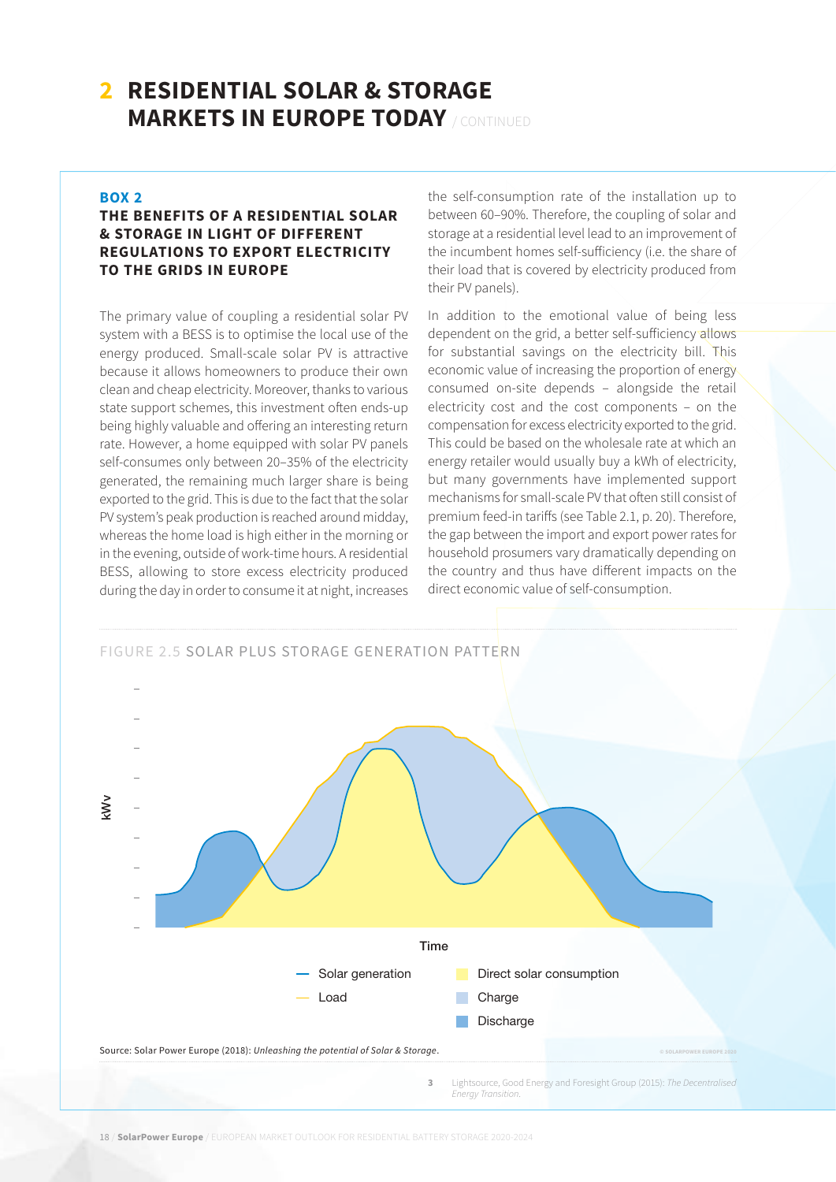# 2 RESIDENTIAL SOLAR & STORAGE MARKETS IN EUROPE TODAY / CONTINUED

**BOX 2**

**THE BENEFITS OF A RESIDENTIAL SOLAR & STORAGE IN LIGHT OF DIFFERENT REGULATIONS TO EXPORT ELECTRICITY TO THE GRIDS IN EUROPE**

The primary value of coupling a residential solar PV system with a BESS is to optimise the local use of the energy produced. Small-scale solar PV is attractive because it allows homeowners to produce their own clean and cheap electricity. Moreover, thanks to various state support schemes, this investment often ends-up being highly valuable and offering an interesting return rate. However, a home equipped with solar PV panels self-consumes only between 20–35% of the electricity generated, the remaining much larger share is being exported to the grid. This is due to the fact that the solar PV system's peak production is reached around midday, whereas the home load is high either in the morning or in the evening, outside of work-time hours. A residential BESS, allowing to store excess electricity produced during the day in order to consume it at night, increases the self-consumption rate of the installation up to between 60–90%. Therefore, the coupling of solar and storage at a residential level lead to an improvement of the incumbent homes self-sufficiency (i.e. the share of their load that is covered by electricity produced from their PV panels).

In addition to the emotional value of being less dependent on the grid, a better self-sufficiency allows for substantial savings on the electricity bill. This economic value of increasing the proportion of energy consumed on-site depends – alongside the retail electricity cost and the cost components – on the compensation for excess electricity exported to the grid. This could be based on the wholesale rate at which an energy retailer would usually buy a kWh of electricity, but many governments have implemented support mechanisms for small-scale PV that often still consist of premium feed-in tariffs (see Table 2.1, p. 20). Therefore, the gap between the import and export power rates for household prosumers vary dramatically depending on the country and thus have different impacts on the direct economic value of self-consumption.

FIGURE 2.5 SOLAR PLUS STORAGE GENERATION PATTERN

Source: Solar Power Europe (2018): *Unleashing the potential of Solar & Storage*.

3 Lightsource, Good Energy and Foresight Group (2015): *The Decentralised Energy Transition.*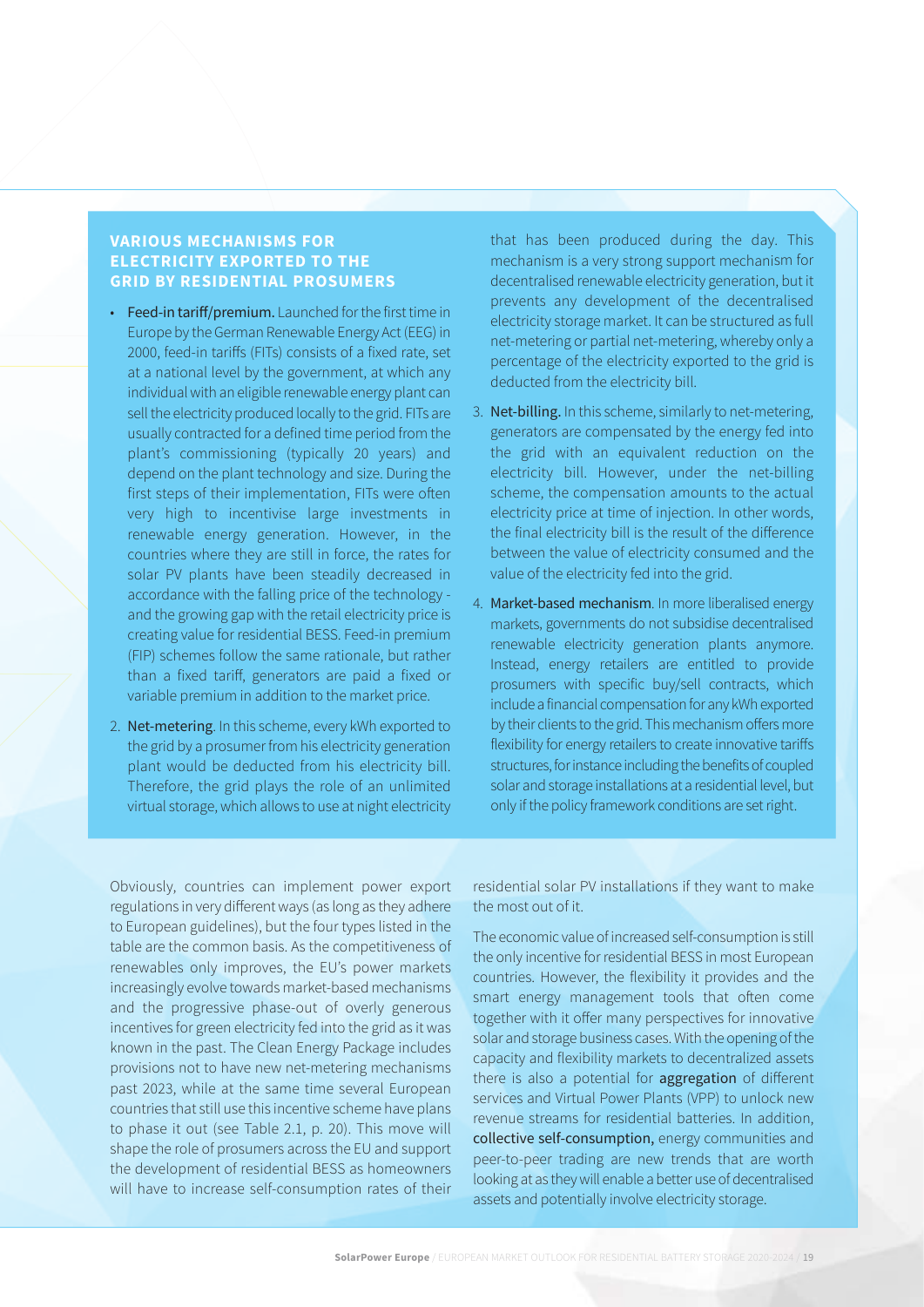## VARIOUS MECHANISMS FOR ELECTRICITY EXPORTED TO THE GRID BY RESIDENTIAL PROSUMERS

- **Feed-in tariff/premium.** Launched for the first time in Europe by the German Renewable Energy Act (EEG) in 2000, feed-in tariffs (FITs) consists of a fixed rate, set at a national level by the government, at which any individual with an eligible renewable energy plant can sell the electricity produced locally to the grid. FITs are usually contracted for a defined time period from the plant's commissioning (typically 20 years) and depend on the plant technology and size. During the first steps of their implementation, FITs were often very high to incentivise large investments in renewable energy generation. However, in the countries where they are still in force, the rates for solar PV plants have been steadily decreased in accordance with the falling price of the technology - and the growing gap with the retail electricity price is creating value for residential BESS. Feed-in premium (FIP) schemes follow the same rationale, but rather than a fixed tariff, generators are paid a fixed or variable premium in addition to the market price.

2. **Net-metering**. In this scheme, every kWh exported to the grid by a prosumer from his electricity generation plant would be deducted from his electricity bill. Therefore, the grid plays the role of an unlimited virtual storage, which allows to use at night electricity that has been produced during the day. This mechanism is a very strong support mechanism for decentralised renewable electricity generation, but it prevents any development of the decentralised electricity storage market. It can be structured as full net-metering or partial net-metering, whereby only a percentage of the electricity exported to the grid is deducted from the electricity bill.

3. **Net-billing.** In this scheme, similarly to net-metering, generators are compensated by the energy fed into the grid with an equivalent reduction on the electricity bill. However, under the net-billing scheme, the compensation amounts to the actual electricity price at time of injection. In other words, the final electricity bill is the result of the difference between the value of electricity consumed and the value of the electricity fed into the grid.

4. **Market-based mechanism**. In more liberalised energy markets, governments do not subsidise decentralised renewable electricity generation plants anymore. Instead, energy retailers are entitled to provide prosumers with specific buy/sell contracts, which include a financial compensation for any kWh exported by their clients to the grid. This mechanism offers more flexibility for energy retailers to create innovative tariffs structures, for instance including the benefits of coupled solar and storage installations at a residential level, but only if the policy framework conditions are set right.

Obviously, countries can implement power export regulations in very different ways (as long as they adhere to European guidelines), but the four types listed in the table are the common basis. As the competitiveness of renewables only improves, the EU's power markets increasingly evolve towards market-based mechanisms and the progressive phase-out of overly generous incentives for green electricity fed into the grid as it was known in the past. The Clean Energy Package includes provisions not to have new net-metering mechanisms past 2023, while at the same time several European countries that still use this incentive scheme have plans to phase it out (see Table 2.1, p. 20). This move will shape the role of prosumers across the EU and support the development of residential BESS as homeowners will have to increase self-consumption rates of their residential solar PV installations if they want to make the most out of it.

The economic value of increased self-consumption is still the only incentive for residential BESS in most European countries. However, the flexibility it provides and the smart energy management tools that often come together with it offer many perspectives for innovative solar and storage business cases. With the opening of the capacity and flexibility markets to decentralized assets there is also a potential for **aggregation** of different services and Virtual Power Plants (VPP) to unlock new revenue streams for residential batteries. In addition, **collective self-consumption,** energy communities and peer-to-peer trading are new trends that are worth looking at as they will enable a better use of decentralised assets and potentially involve electricity storage.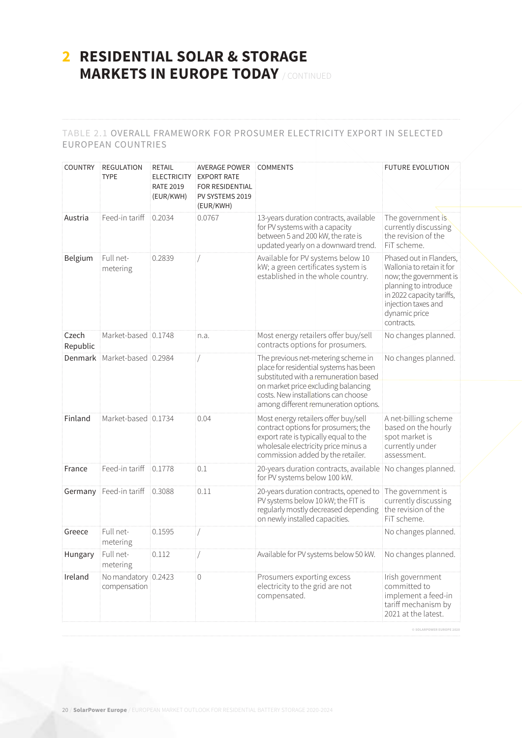# 2 RESIDENTIAL SOLAR & STORAGE MARKETS IN EUROPE TODAY / CONTINUED

TABLE 2.1 OVERALL FRAMEWORK FOR PROSUMER ELECTRICITY EXPORT IN SELECTED EUROPEAN COUNTRIES

| COUNTRY | REGULATION TYPE | RETAIL ELECTRICITY RATE 2019 (EUR/KWH) | AVERAGE POWER EXPORT RATE FOR RESIDENTIAL PV SYSTEMS 2019 (EUR/KWH) | COMMENTS | FUTURE EVOLUTION |
|---|---|---|---|---|---|
| Austria | Feed-in tariff | 0.2034 | 0.0767 | 13-years duration contracts, available for PV systems with a capacity between 5 and 200 kW, the rate is updated yearly on a downward trend. | The government is currently discussing the revision of the FiT scheme. |
| Belgium | Full net-metering | 0.2839 | / | Available for PV systems below 10 kW; a green certificates system is established in the whole country. | Phased out in Flanders, Wallonia to retain it for now; the government is planning to introduce in 2022 capacity tariffs, injection taxes and dynamic price contracts. |
| Czech Republic | Market-based | 0.1748 | n.a. | Most energy retailers offer buy/sell contracts options for prosumers. | No changes planned. |
| Denmark | Market-based | 0.2984 | / | The previous net-metering scheme in place for residential systems has been substituted with a remuneration based on market price excluding balancing costs. New installations can choose among different remuneration options. | No changes planned. |
| Finland | Market-based | 0.1734 | 0.04 | Most energy retailers offer buy/sell contract options for prosumers; the export rate is typically equal to the wholesale electricity price minus a commission added by the retailer. | A net-billing scheme based on the hourly spot market is currently under assessment. |
| France | Feed-in tariff | 0.1778 | 0.1 | 20-years duration contracts, available for PV systems below 100 kW. | No changes planned. |
| Germany | Feed-in tariff | 0.3088 | 0.11 | 20-years duration contracts, opened to PV systems below 10 kW; the FIT is regularly mostly decreased depending on newly installed capacities. | The government is currently discussing the revision of the FiT scheme. |
| Greece | Full net-metering | 0.1595 | / | | No changes planned. |
| Hungary | Full net-metering | 0.112 | / | Available for PV systems below 50 kW. | No changes planned. |
| Ireland | No mandatory compensation | 0.2423 | 0 | Prosumers exporting excess electricity to the grid are not compensated. | Irish government committed to implement a feed-in tariff mechanism by 2021 at the latest. |

© SOLARPOWER EUROPE 2020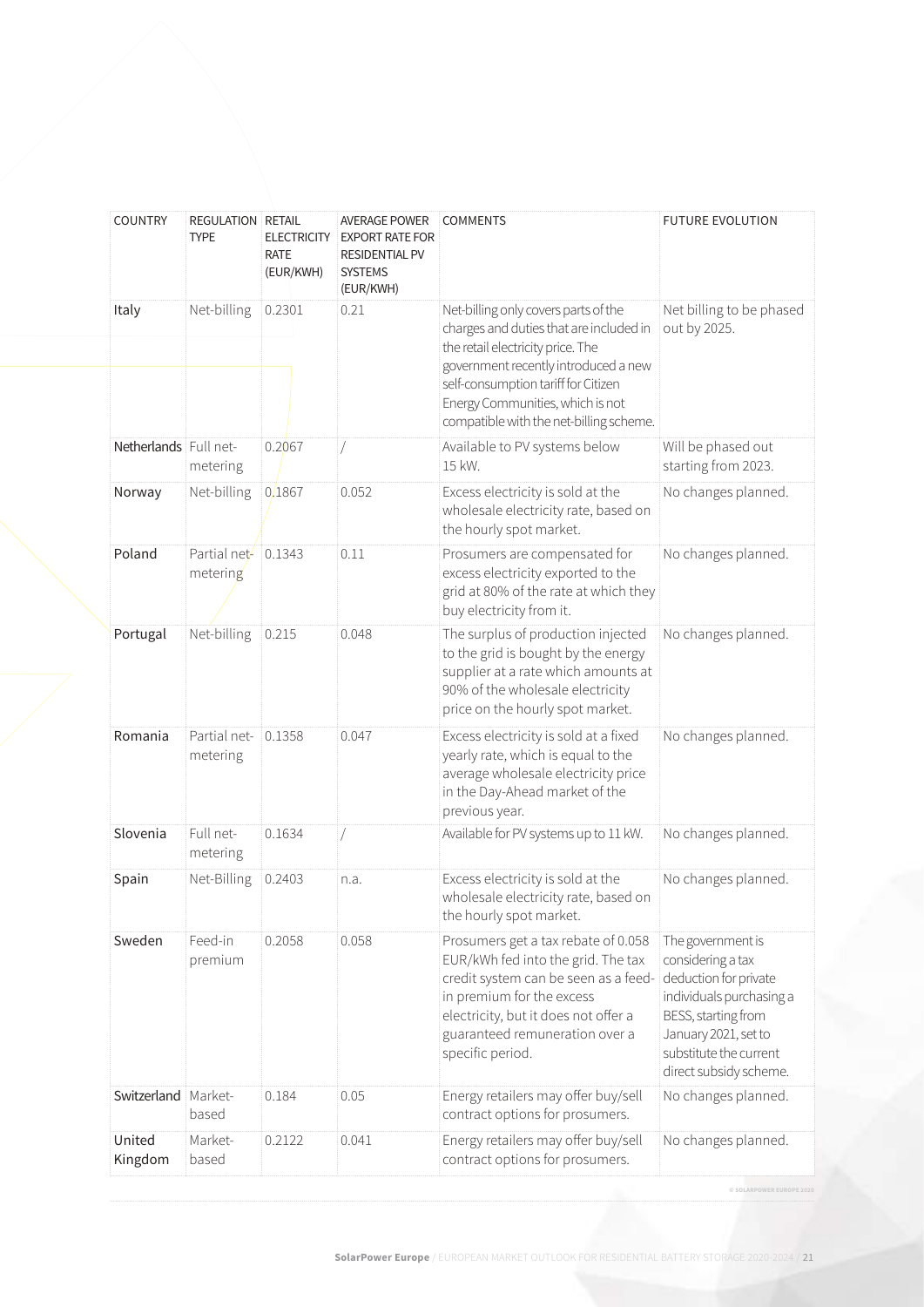| COUNTRY | REGULATION TYPE | RETAIL ELECTRICITY RATE (EUR/KWH) | AVERAGE POWER EXPORT RATE FOR RESIDENTIAL PV SYSTEMS (EUR/KWH) | COMMENTS | FUTURE EVOLUTION |
|---|---|---|---|---|---|
| Italy | Net-billing | 0.2301 | 0.21 | Net-billing only covers parts of the charges and duties that are included in the retail electricity price. The government recently introduced a new self-consumption tariff for Citizen Energy Communities, which is not compatible with the net-billing scheme. | Net billing to be phased out by 2025. |
| Netherlands | Full net-metering | 0.2067 | / | Available to PV systems below 15 kW. | Will be phased out starting from 2023. |
| Norway | Net-billing | 0.1867 | 0.052 | Excess electricity is sold at the wholesale electricity rate, based on the hourly spot market. | No changes planned. |
| Poland | Partial net-metering | 0.1343 | 0.11 | Prosumers are compensated for excess electricity exported to the grid at 80% of the rate at which they buy electricity from it. | No changes planned. |
| Portugal | Net-billing | 0.215 | 0.048 | The surplus of production injected to the grid is bought by the energy supplier at a rate which amounts at 90% of the wholesale electricity price on the hourly spot market. | No changes planned. |
| Romania | Partial net-metering | 0.1358 | 0.047 | Excess electricity is sold at a fixed yearly rate, which is equal to the average wholesale electricity price in the Day-Ahead market of the previous year. | No changes planned. |
| Slovenia | Full net-metering | 0.1634 | / | Available for PV systems up to 11 kW. | No changes planned. |
| Spain | Net-Billing | 0.2403 | n.a. | Excess electricity is sold at the wholesale electricity rate, based on the hourly spot market. | No changes planned. |
| Sweden | Feed-in premium | 0.2058 | 0.058 | Prosumers get a tax rebate of 0.058 EUR/kWh fed into the grid. The tax credit system can be seen as a feed-in premium for the excess electricity, but it does not offer a guaranteed remuneration over a specific period. | The government is considering a tax deduction for private individuals purchasing a BESS, starting from January 2021, set to substitute the current direct subsidy scheme. |
| Switzerland | Market-based | 0.184 | 0.05 | Energy retailers may offer buy/sell contract options for prosumers. | No changes planned. |
| United Kingdom | Market-based | 0.2122 | 0.041 | Energy retailers may offer buy/sell contract options for prosumers. | No changes planned. |

© SOLARPOWER EUROPE 2020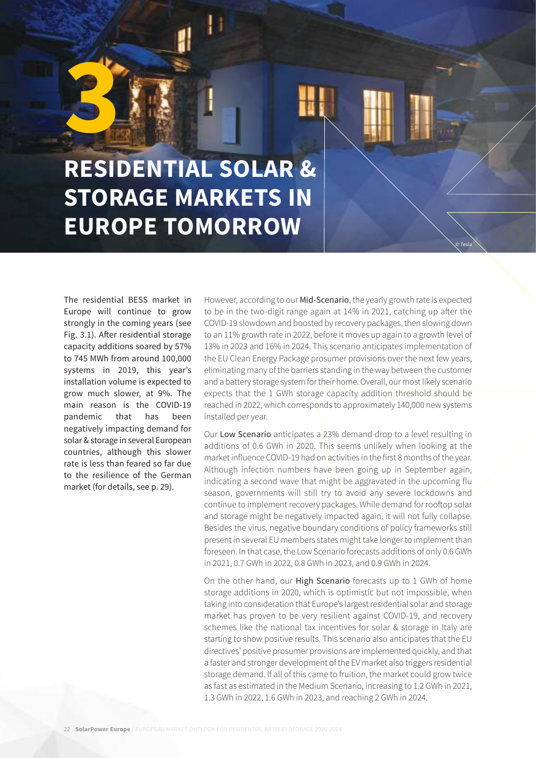# 3 RESIDENTIAL SOLAR & STORAGE MARKETS IN EUROPE TOMORROW

The residential BESS market in Europe will continue to grow strongly in the coming years (see Fig. 3.1). After residential storage capacity additions soared by 57% to 745 MWh from around 100,000 systems in 2019, this year's installation volume is expected to grow much slower, at 9%. The main reason is the COVID-19 pandemic that has been negatively impacting demand for solar & storage in several European countries, although this slower rate is less than feared so far due to the resilience of the German market (for details, see p. 29).

However, according to our **Mid-Scenario**, the yearly growth rate is expected to be in the two-digit range again at 14% in 2021, catching up after the COVID-19 slowdown and boosted by recovery packages, then slowing down to an 11% growth rate in 2022, before it moves up again to a growth level of 13% in 2023 and 16% in 2024. This scenario anticipates implementation of the EU Clean Energy Package prosumer provisions over the next few years, eliminating many of the barriers standing in the way between the customer and a battery storage system for their home. Overall, our most likely scenario expects that the 1 GWh storage capacity addition threshold should be reached in 2022, which corresponds to approximately 140,000 new systems installed per year.

Our **Low Scenario** anticipates a 23% demand drop to a level resulting in additions of 0.6 GWh in 2020. This seems unlikely when looking at the market influence COVID-19 had on activities in the first 8 months of the year. Although infection numbers have been going up in September again, indicating a second wave that might be aggravated in the upcoming flu season, governments will still try to avoid any severe lockdowns and continue to implement recovery packages. While demand for rooftop solar and storage might be negatively impacted again, it will not fully collapse. Besides the virus, negative boundary conditions of policy frameworks still present in several EU members states might take longer to implement than foreseen. In that case, the Low Scenario forecasts additions of only 0.6 GWh in 2021, 0.7 GWh in 2022, 0.8 GWh in 2023, and 0.9 GWh in 2024.

On the other hand, our **High Scenario** forecasts up to 1 GWh of home storage additions in 2020, which is optimistic but not impossible, when taking into consideration that Europe's largest residential solar and storage market has proven to be very resilient against COVID-19, and recovery schemes like the national tax incentives for solar & storage in Italy are starting to show positive results. This scenario also anticipates that the EU directives' positive prosumer provisions are implemented quickly, and that a faster and stronger development of the EV market also triggers residential storage demand. If all of this came to fruition, the market could grow twice as fast as estimated in the Medium Scenario, increasing to 1.2 GWh in 2021, 1.3 GWh in 2022, 1.6 GWh in 2023, and reaching 2 GWh in 2024.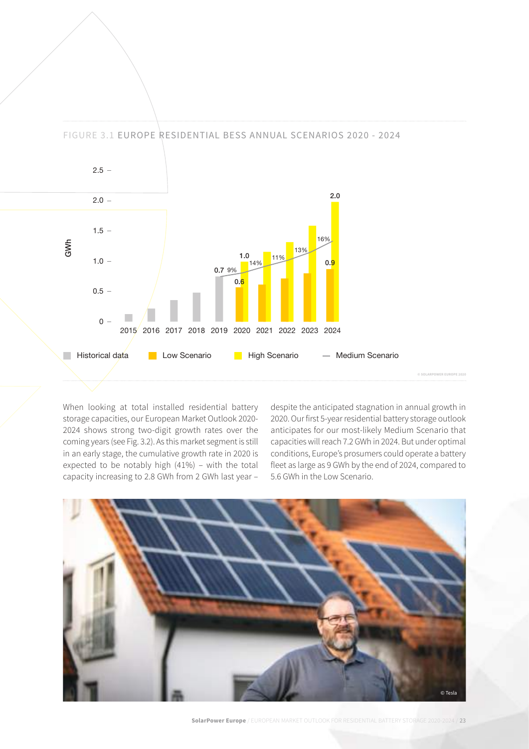FIGURE 3.1 EUROPE RESIDENTIAL BESS ANNUAL SCENARIOS 2020 - 2024

| Year | Historical data (GWh) | Low Scenario (GWh) | High Scenario (GWh) | Medium Scenario growth |
|---|---|---|---|---|
| 2015 | | | | |
| 2016 | | | | |
| 2017 | | | | |
| 2018 | | | | |
| 2019 | 0.7 | | | 9% |
| 2020 | | 0.6 | 1.0 | 14% |
| 2021 | | | | 11% |
| 2022 | | | | 13% |
| 2023 | | | | 16% |
| 2024 | | 0.9 | 2.0 | |

Historical data · Low Scenario · High Scenario · Medium Scenario

© SOLARPOWER EUROPE 2020

When looking at total installed residential battery storage capacities, our European Market Outlook 2020-2024 shows strong two-digit growth rates over the coming years (see Fig. 3.2). As this market segment is still in an early stage, the cumulative growth rate in 2020 is expected to be notably high (41%) – with the total capacity increasing to 2.8 GWh from 2 GWh last year – despite the anticipated stagnation in annual growth in 2020. Our first 5-year residential battery storage outlook anticipates for our most-likely Medium Scenario that capacities will reach 7.2 GWh in 2024. But under optimal conditions, Europe's prosumers could operate a battery fleet as large as 9 GWh by the end of 2024, compared to 5.6 GWh in the Low Scenario.

© Tesla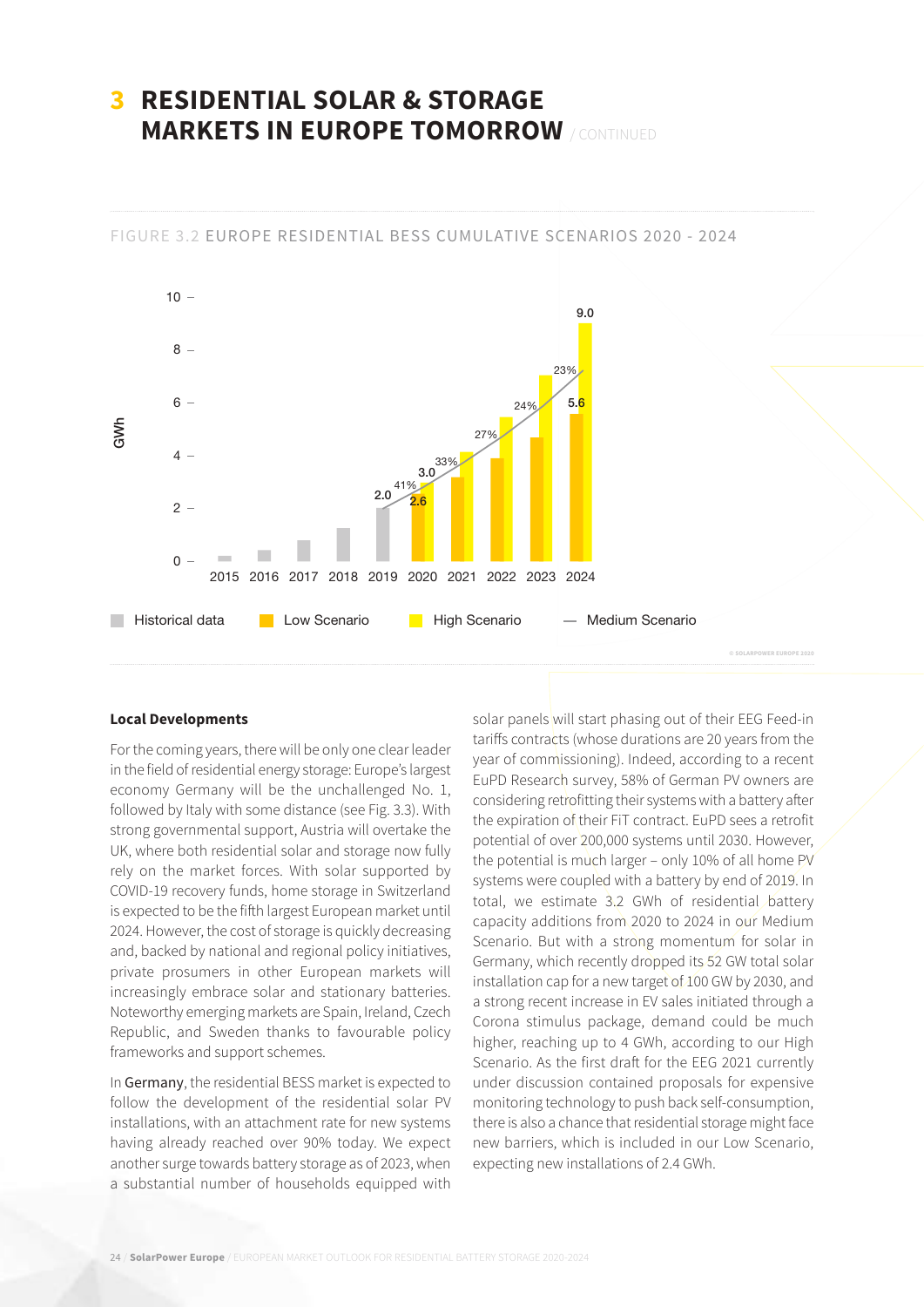# 3 RESIDENTIAL SOLAR & STORAGE MARKETS IN EUROPE TOMORROW / CONTINUED

FIGURE 3.2 EUROPE RESIDENTIAL BESS CUMULATIVE SCENARIOS 2020 - 2024

© SOLARPOWER EUROPE 2020

**Local Developments**

For the coming years, there will be only one clear leader in the field of residential energy storage: Europe's largest economy Germany will be the unchallenged No. 1, followed by Italy with some distance (see Fig. 3.3). With strong governmental support, Austria will overtake the UK, where both residential solar and storage now fully rely on the market forces. With solar supported by COVID-19 recovery funds, home storage in Switzerland is expected to be the fifth largest European market until 2024. However, the cost of storage is quickly decreasing and, backed by national and regional policy initiatives, private prosumers in other European markets will increasingly embrace solar and stationary batteries. Noteworthy emerging markets are Spain, Ireland, Czech Republic, and Sweden thanks to favourable policy frameworks and support schemes.

In Germany, the residential BESS market is expected to follow the development of the residential solar PV installations, with an attachment rate for new systems having already reached over 90% today. We expect another surge towards battery storage as of 2023, when a substantial number of households equipped with solar panels will start phasing out of their EEG Feed-in tariffs contracts (whose durations are 20 years from the year of commissioning). Indeed, according to a recent EuPD Research survey, 58% of German PV owners are considering retrofitting their systems with a battery after the expiration of their FiT contract. EuPD sees a retrofit potential of over 200,000 systems until 2030. However, the potential is much larger – only 10% of all home PV systems were coupled with a battery by end of 2019. In total, we estimate 3.2 GWh of residential battery capacity additions from 2020 to 2024 in our Medium Scenario. But with a strong momentum for solar in Germany, which recently dropped its 52 GW total solar installation cap for a new target of 100 GW by 2030, and a strong recent increase in EV sales initiated through a Corona stimulus package, demand could be much higher, reaching up to 4 GWh, according to our High Scenario. As the first draft for the EEG 2021 currently under discussion contained proposals for expensive monitoring technology to push back self-consumption, there is also a chance that residential storage might face new barriers, which is included in our Low Scenario, expecting new installations of 2.4 GWh.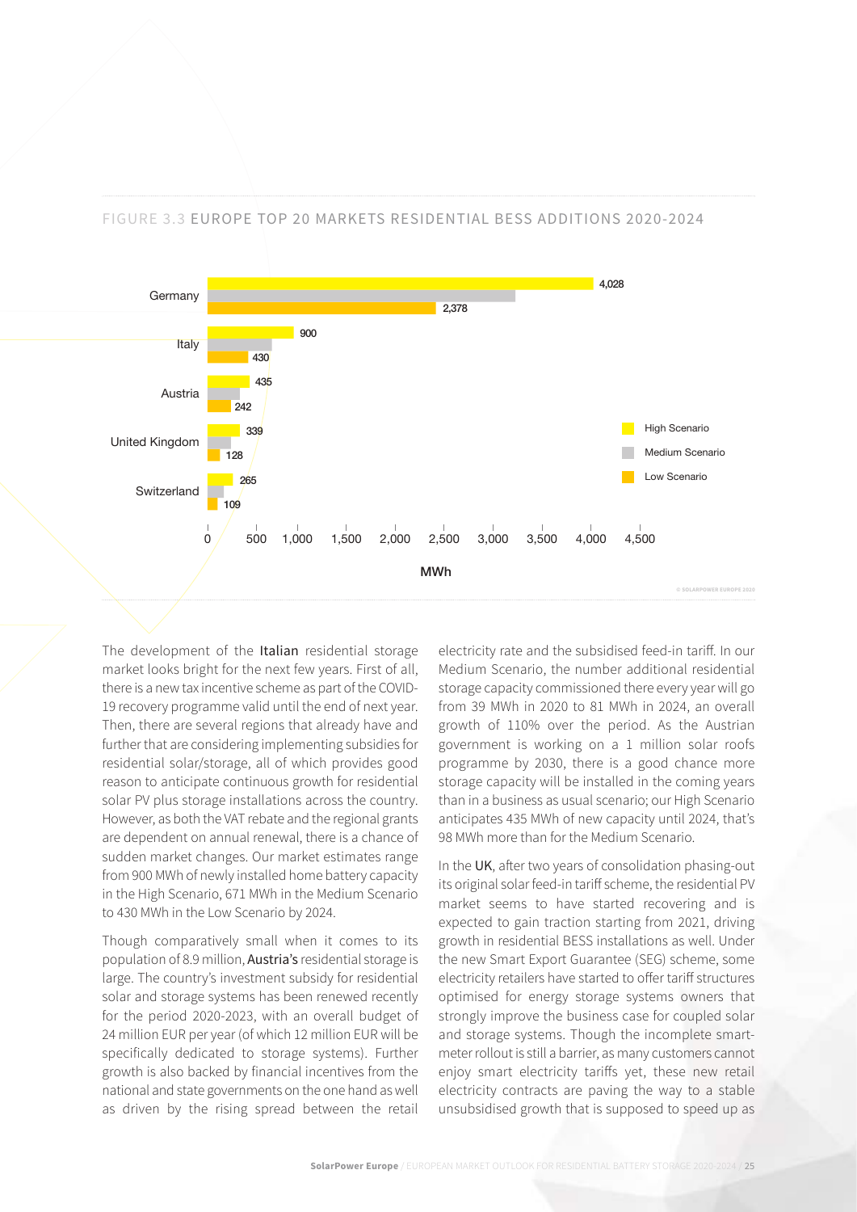FIGURE 3.3 EUROPE TOP 20 MARKETS RESIDENTIAL BESS ADDITIONS 2020-2024

| Country | High Scenario (MWh) | Medium Scenario (MWh) | Low Scenario (MWh) |
|---|---|---|---|
| Germany | 4,028 | | 2,378 |
| Italy | 900 | | 430 |
| Austria | 435 | | 242 |
| United Kingdom | 339 | | 128 |
| Switzerland | 265 | | 109 |

© SOLARPOWER EUROPE 2020

The development of the **Italian** residential storage market looks bright for the next few years. First of all, there is a new tax incentive scheme as part of the COVID-19 recovery programme valid until the end of next year. Then, there are several regions that already have and further that are considering implementing subsidies for residential solar/storage, all of which provides good reason to anticipate continuous growth for residential solar PV plus storage installations across the country. However, as both the VAT rebate and the regional grants are dependent on annual renewal, there is a chance of sudden market changes. Our market estimates range from 900 MWh of newly installed home battery capacity in the High Scenario, 671 MWh in the Medium Scenario to 430 MWh in the Low Scenario by 2024.

Though comparatively small when it comes to its population of 8.9 million, **Austria's** residential storage is large. The country's investment subsidy for residential solar and storage systems has been renewed recently for the period 2020-2023, with an overall budget of 24 million EUR per year (of which 12 million EUR will be specifically dedicated to storage systems). Further growth is also backed by financial incentives from the national and state governments on the one hand as well as driven by the rising spread between the retail electricity rate and the subsidised feed-in tariff. In our Medium Scenario, the number additional residential storage capacity commissioned there every year will go from 39 MWh in 2020 to 81 MWh in 2024, an overall growth of 110% over the period. As the Austrian government is working on a 1 million solar roofs programme by 2030, there is a good chance more storage capacity will be installed in the coming years than in a business as usual scenario; our High Scenario anticipates 435 MWh of new capacity until 2024, that's 98 MWh more than for the Medium Scenario.

In the **UK**, after two years of consolidation phasing-out its original solar feed-in tariff scheme, the residential PV market seems to have started recovering and is expected to gain traction starting from 2021, driving growth in residential BESS installations as well. Under the new Smart Export Guarantee (SEG) scheme, some electricity retailers have started to offer tariff structures optimised for energy storage systems owners that strongly improve the business case for coupled solar and storage systems. Though the incomplete smart-meter rollout is still a barrier, as many customers cannot enjoy smart electricity tariffs yet, these new retail electricity contracts are paving the way to a stable unsubsidised growth that is supposed to speed up as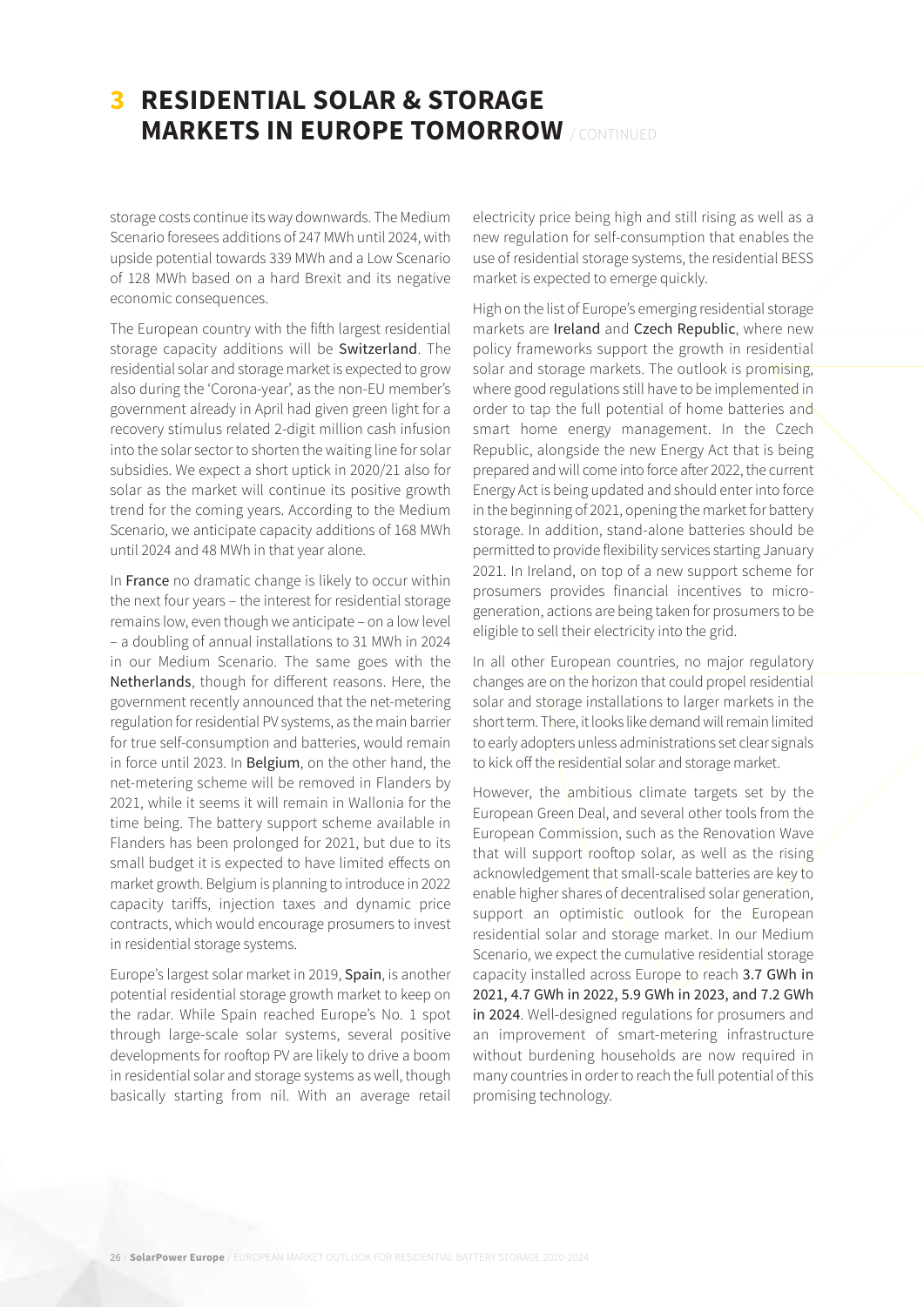# 3 RESIDENTIAL SOLAR & STORAGE MARKETS IN EUROPE TOMORROW / CONTINUED

storage costs continue its way downwards. The Medium Scenario foresees additions of 247 MWh until 2024, with upside potential towards 339 MWh and a Low Scenario of 128 MWh based on a hard Brexit and its negative economic consequences.

The European country with the fifth largest residential storage capacity additions will be **Switzerland**. The residential solar and storage market is expected to grow also during the 'Corona-year', as the non-EU member's government already in April had given green light for a recovery stimulus related 2-digit million cash infusion into the solar sector to shorten the waiting line for solar subsidies. We expect a short uptick in 2020/21 also for solar as the market will continue its positive growth trend for the coming years. According to the Medium Scenario, we anticipate capacity additions of 168 MWh until 2024 and 48 MWh in that year alone.

In **France** no dramatic change is likely to occur within the next four years – the interest for residential storage remains low, even though we anticipate – on a low level – a doubling of annual installations to 31 MWh in 2024 in our Medium Scenario. The same goes with the **Netherlands**, though for different reasons. Here, the government recently announced that the net-metering regulation for residential PV systems, as the main barrier for true self-consumption and batteries, would remain in force until 2023. In **Belgium**, on the other hand, the net-metering scheme will be removed in Flanders by 2021, while it seems it will remain in Wallonia for the time being. The battery support scheme available in Flanders has been prolonged for 2021, but due to its small budget it is expected to have limited effects on market growth. Belgium is planning to introduce in 2022 capacity tariffs, injection taxes and dynamic price contracts, which would encourage prosumers to invest in residential storage systems.

Europe's largest solar market in 2019, **Spain**, is another potential residential storage growth market to keep on the radar. While Spain reached Europe's No. 1 spot through large-scale solar systems, several positive developments for rooftop PV are likely to drive a boom in residential solar and storage systems as well, though basically starting from nil. With an average retail electricity price being high and still rising as well as a new regulation for self-consumption that enables the use of residential storage systems, the residential BESS market is expected to emerge quickly.

High on the list of Europe's emerging residential storage markets are **Ireland** and **Czech Republic**, where new policy frameworks support the growth in residential solar and storage markets. The outlook is promising, where good regulations still have to be implemented in order to tap the full potential of home batteries and smart home energy management. In the Czech Republic, alongside the new Energy Act that is being prepared and will come into force after 2022, the current Energy Act is being updated and should enter into force in the beginning of 2021, opening the market for battery storage. In addition, stand-alone batteries should be permitted to provide flexibility services starting January 2021. In Ireland, on top of a new support scheme for prosumers provides financial incentives to micro-generation, actions are being taken for prosumers to be eligible to sell their electricity into the grid.

In all other European countries, no major regulatory changes are on the horizon that could propel residential solar and storage installations to larger markets in the short term. There, it looks like demand will remain limited to early adopters unless administrations set clear signals to kick off the residential solar and storage market.

However, the ambitious climate targets set by the European Green Deal, and several other tools from the European Commission, such as the Renovation Wave that will support rooftop solar, as well as the rising acknowledgement that small-scale batteries are key to enable higher shares of decentralised solar generation, support an optimistic outlook for the European residential solar and storage market. In our Medium Scenario, we expect the cumulative residential storage capacity installed across Europe to reach **3.7 GWh in 2021, 4.7 GWh in 2022, 5.9 GWh in 2023, and 7.2 GWh in 2024**. Well-designed regulations for prosumers and an improvement of smart-metering infrastructure without burdening households are now required in many countries in order to reach the full potential of this promising technology.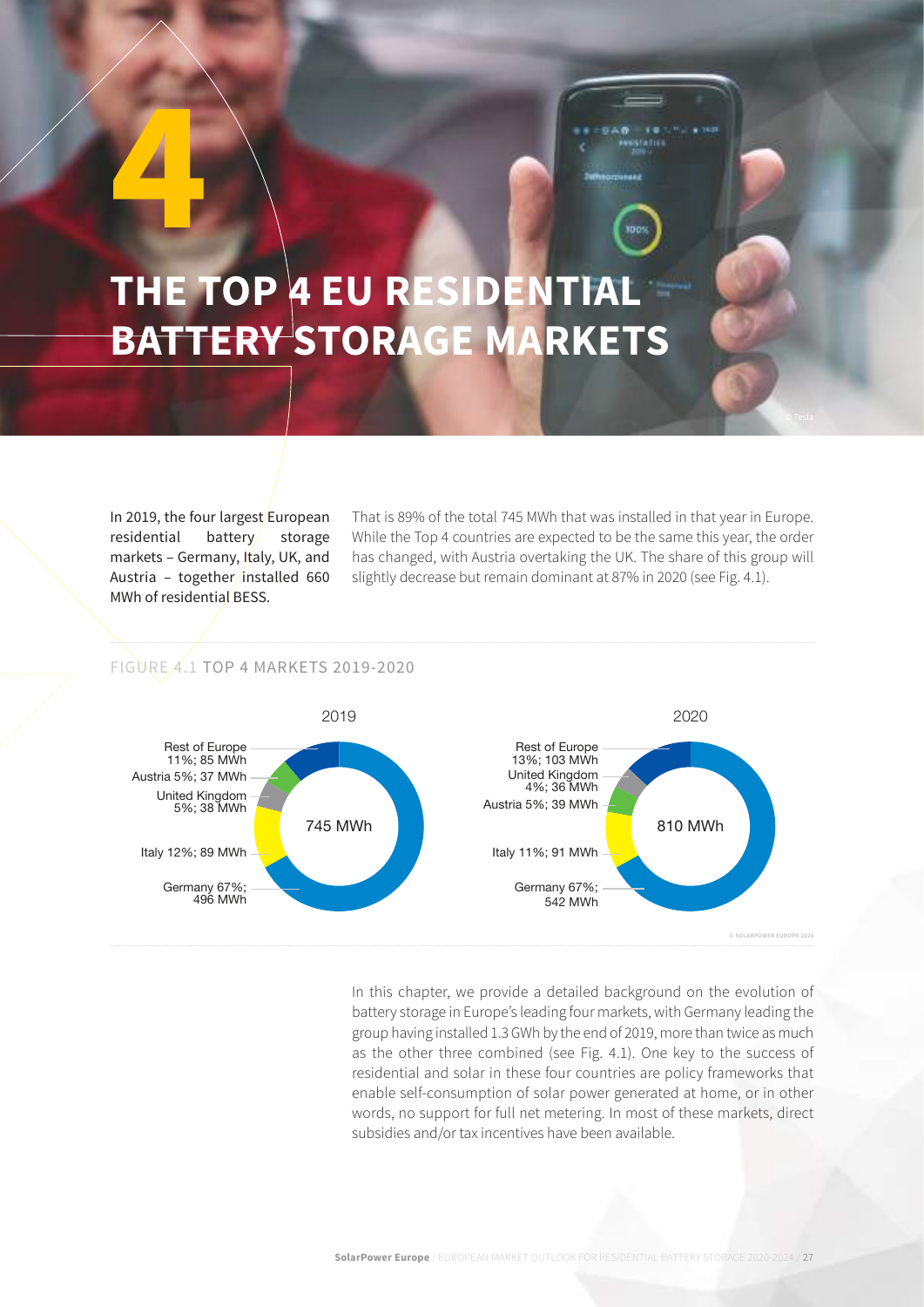# 4 THE TOP 4 EU RESIDENTIAL BATTERY STORAGE MARKETS

In 2019, the four largest European residential battery storage markets – Germany, Italy, UK, and Austria – together installed 660 MWh of residential BESS.

That is 89% of the total 745 MWh that was installed in that year in Europe. While the Top 4 countries are expected to be the same this year, the order has changed, with Austria overtaking the UK. The share of this group will slightly decrease but remain dominant at 87% in 2020 (see Fig. 4.1).

FIGURE 4.1 TOP 4 MARKETS 2019-2020

**2019** (745 MWh)

| Market | Share | MWh |
|---|---|---|
| Rest of Europe | 11% | 85 MWh |
| Austria | 5% | 37 MWh |
| United Kingdom | 5% | 38 MWh |
| Italy | 12% | 89 MWh |
| Germany | 67% | 496 MWh |

**2020** (810 MWh)

| Market | Share | MWh |
|---|---|---|
| Rest of Europe | 13% | 103 MWh |
| United Kingdom | 4% | 36 MWh |
| Austria | 5% | 39 MWh |
| Italy | 11% | 91 MWh |
| Germany | 67% | 542 MWh |

© SOLARPOWER EUROPE 2020

In this chapter, we provide a detailed background on the evolution of battery storage in Europe's leading four markets, with Germany leading the group having installed 1.3 GWh by the end of 2019, more than twice as much as the other three combined (see Fig. 4.1). One key to the success of residential and solar in these four countries are policy frameworks that enable self-consumption of solar power generated at home, or in other words, no support for full net metering. In most of these markets, direct subsidies and/or tax incentives have been available.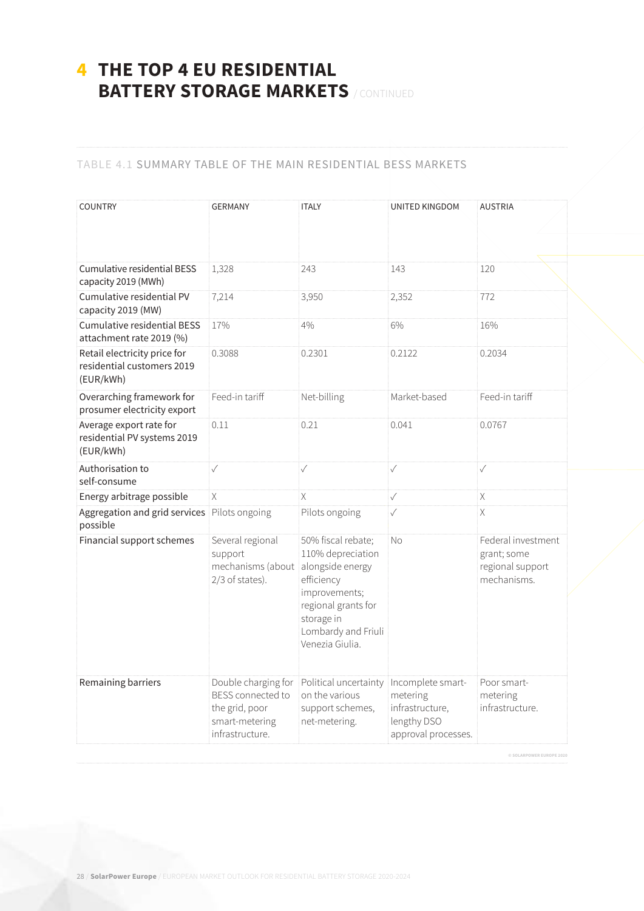# 4 THE TOP 4 EU RESIDENTIAL BATTERY STORAGE MARKETS / CONTINUED

TABLE 4.1 SUMMARY TABLE OF THE MAIN RESIDENTIAL BESS MARKETS

| COUNTRY | GERMANY | ITALY | UNITED KINGDOM | AUSTRIA |
|---|---|---|---|---|
| Cumulative residential BESS capacity 2019 (MWh) | 1,328 | 243 | 143 | 120 |
| Cumulative residential PV capacity 2019 (MW) | 7,214 | 3,950 | 2,352 | 772 |
| Cumulative residential BESS attachment rate 2019 (%) | 17% | 4% | 6% | 16% |
| Retail electricity price for residential customers 2019 (EUR/kWh) | 0.3088 | 0.2301 | 0.2122 | 0.2034 |
| Overarching framework for prosumer electricity export | Feed-in tariff | Net-billing | Market-based | Feed-in tariff |
| Average export rate for residential PV systems 2019 (EUR/kWh) | 0.11 | 0.21 | 0.041 | 0.0767 |
| Authorisation to self-consume | ✓ | ✓ | ✓ | ✓ |
| Energy arbitrage possible | X | X | ✓ | X |
| Aggregation and grid services possible | Pilots ongoing | Pilots ongoing | ✓ | X |
| Financial support schemes | Several regional support mechanisms (about 2/3 of states). | 50% fiscal rebate; 110% depreciation alongside energy efficiency improvements; regional grants for storage in Lombardy and Friuli Venezia Giulia. | No | Federal investment grant; some regional support mechanisms. |
| Remaining barriers | Double charging for BESS connected to the grid, poor smart-metering infrastructure. | Political uncertainty on the various support schemes, net-metering. | Incomplete smart-metering infrastructure, lengthy DSO approval processes. | Poor smart-metering infrastructure. |

© SOLARPOWER EUROPE 2020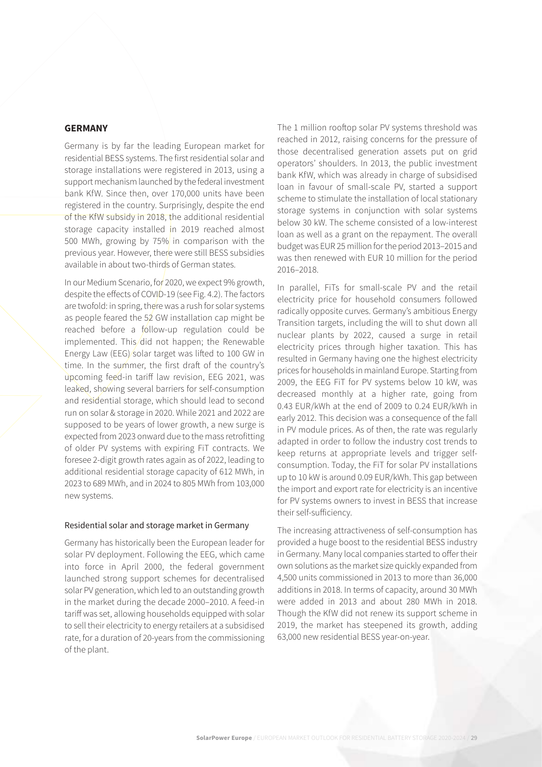## GERMANY

Germany is by far the leading European market for residential BESS systems. The first residential solar and storage installations were registered in 2013, using a support mechanism launched by the federal investment bank KfW. Since then, over 170,000 units have been registered in the country. Surprisingly, despite the end of the KfW subsidy in 2018, the additional residential storage capacity installed in 2019 reached almost 500 MWh, growing by 75% in comparison with the previous year. However, there were still BESS subsidies available in about two-thirds of German states.

In our Medium Scenario, for 2020, we expect 9% growth, despite the effects of COVID-19 (see Fig. 4.2). The factors are twofold: in spring, there was a rush for solar systems as people feared the 52 GW installation cap might be reached before a follow-up regulation could be implemented. This did not happen; the Renewable Energy Law (EEG) solar target was lifted to 100 GW in time. In the summer, the first draft of the country's upcoming feed-in tariff law revision, EEG 2021, was leaked, showing several barriers for self-consumption and residential storage, which should lead to second run on solar & storage in 2020. While 2021 and 2022 are supposed to be years of lower growth, a new surge is expected from 2023 onward due to the mass retrofitting of older PV systems with expiring FiT contracts. We foresee 2-digit growth rates again as of 2022, leading to additional residential storage capacity of 612 MWh, in 2023 to 689 MWh, and in 2024 to 805 MWh from 103,000 new systems.

### Residential solar and storage market in Germany

Germany has historically been the European leader for solar PV deployment. Following the EEG, which came into force in April 2000, the federal government launched strong support schemes for decentralised solar PV generation, which led to an outstanding growth in the market during the decade 2000–2010. A feed-in tariff was set, allowing households equipped with solar to sell their electricity to energy retailers at a subsidised rate, for a duration of 20-years from the commissioning of the plant.

The 1 million rooftop solar PV systems threshold was reached in 2012, raising concerns for the pressure of those decentralised generation assets put on grid operators' shoulders. In 2013, the public investment bank KfW, which was already in charge of subsidised loan in favour of small-scale PV, started a support scheme to stimulate the installation of local stationary storage systems in conjunction with solar systems below 30 kW. The scheme consisted of a low-interest loan as well as a grant on the repayment. The overall budget was EUR 25 million for the period 2013–2015 and was then renewed with EUR 10 million for the period 2016–2018.

In parallel, FiTs for small-scale PV and the retail electricity price for household consumers followed radically opposite curves. Germany's ambitious Energy Transition targets, including the will to shut down all nuclear plants by 2022, caused a surge in retail electricity prices through higher taxation. This has resulted in Germany having one the highest electricity prices for households in mainland Europe. Starting from 2009, the EEG FiT for PV systems below 10 kW, was decreased monthly at a higher rate, going from 0.43 EUR/kWh at the end of 2009 to 0.24 EUR/kWh in early 2012. This decision was a consequence of the fall in PV module prices. As of then, the rate was regularly adapted in order to follow the industry cost trends to keep returns at appropriate levels and trigger self-consumption. Today, the FiT for solar PV installations up to 10 kW is around 0.09 EUR/kWh. This gap between the import and export rate for electricity is an incentive for PV systems owners to invest in BESS that increase their self-sufficiency.

The increasing attractiveness of self-consumption has provided a huge boost to the residential BESS industry in Germany. Many local companies started to offer their own solutions as the market size quickly expanded from 4,500 units commissioned in 2013 to more than 36,000 additions in 2018. In terms of capacity, around 30 MWh were added in 2013 and about 280 MWh in 2018. Though the KfW did not renew its support scheme in 2019, the market has steepened its growth, adding 63,000 new residential BESS year-on-year.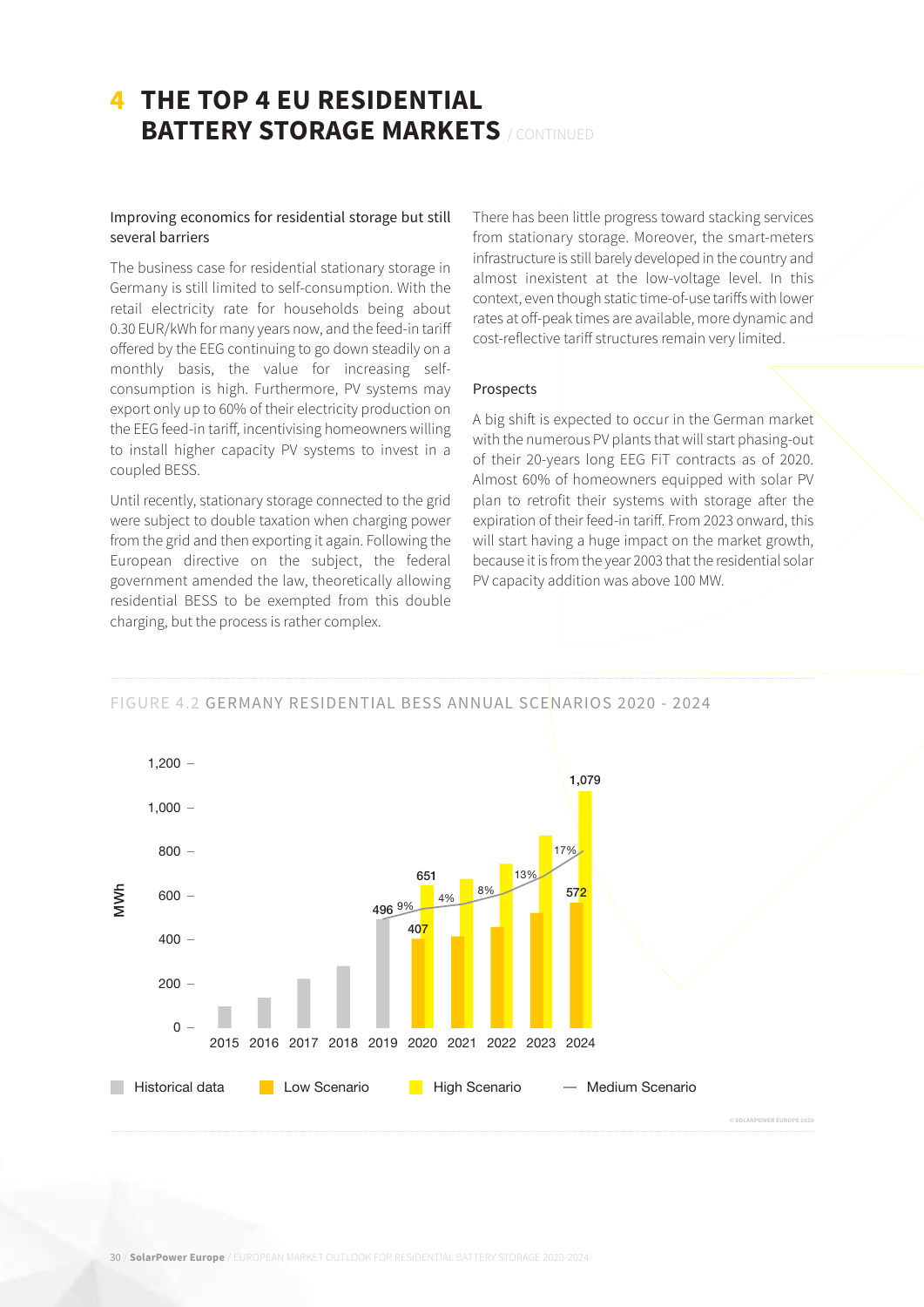# 4 THE TOP 4 EU RESIDENTIAL BATTERY STORAGE MARKETS / CONTINUED

### Improving economics for residential storage but still several barriers

The business case for residential stationary storage in Germany is still limited to self-consumption. With the retail electricity rate for households being about 0.30 EUR/kWh for many years now, and the feed-in tariff offered by the EEG continuing to go down steadily on a monthly basis, the value for increasing self-consumption is high. Furthermore, PV systems may export only up to 60% of their electricity production on the EEG feed-in tariff, incentivising homeowners willing to install higher capacity PV systems to invest in a coupled BESS.

Until recently, stationary storage connected to the grid were subject to double taxation when charging power from the grid and then exporting it again. Following the European directive on the subject, the federal government amended the law, theoretically allowing residential BESS to be exempted from this double charging, but the process is rather complex.

There has been little progress toward stacking services from stationary storage. Moreover, the smart-meters infrastructure is still barely developed in the country and almost inexistent at the low-voltage level. In this context, even though static time-of-use tariffs with lower rates at off-peak times are available, more dynamic and cost-reflective tariff structures remain very limited.

### Prospects

A big shift is expected to occur in the German market with the numerous PV plants that will start phasing-out of their 20-years long EEG FiT contracts as of 2020. Almost 60% of homeowners equipped with solar PV plan to retrofit their systems with storage after the expiration of their feed-in tariff. From 2023 onward, this will start having a huge impact on the market growth, because it is from the year 2003 that the residential solar PV capacity addition was above 100 MW.

FIGURE 4.2 GERMANY RESIDENTIAL BESS ANNUAL SCENARIOS 2020 - 2024

| Year | Historical data (MWh) | Low Scenario (MWh) | High Scenario (MWh) | Medium Scenario growth |
|---|---|---|---|---|
| 2015 | | | | |
| 2016 | | | | |
| 2017 | | | | |
| 2018 | | | | |
| 2019 | 496 | | | |
| 2020 | | 407 | 651 | 9% |
| 2021 | | | | 4% |
| 2022 | | | | 8% |
| 2023 | | | | 13% |
| 2024 | | 572 | 1,079 | 17% |

© SOLARPOWER EUROPE 2020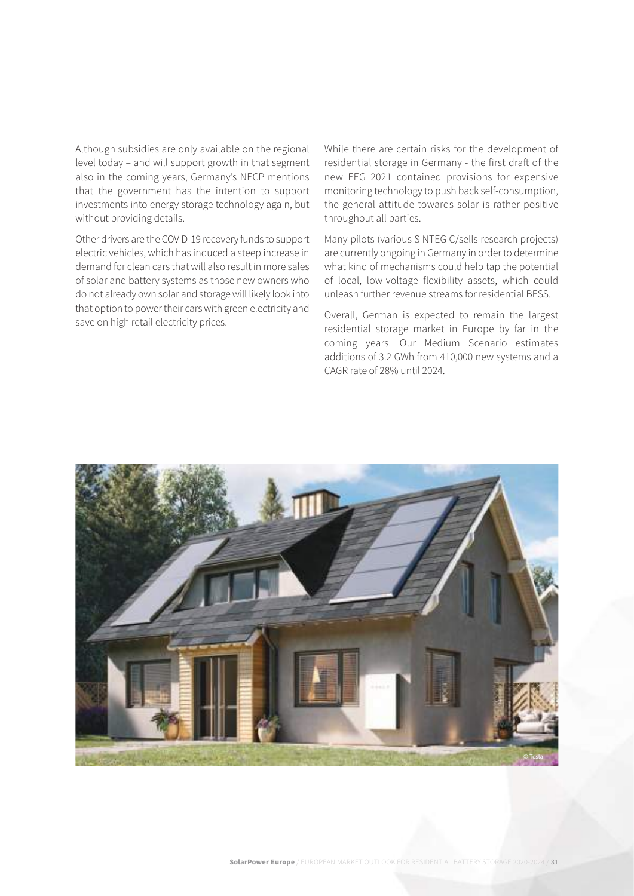Although subsidies are only available on the regional level today – and will support growth in that segment also in the coming years, Germany's NECP mentions that the government has the intention to support investments into energy storage technology again, but without providing details.

Other drivers are the COVID-19 recovery funds to support electric vehicles, which has induced a steep increase in demand for clean cars that will also result in more sales of solar and battery systems as those new owners who do not already own solar and storage will likely look into that option to power their cars with green electricity and save on high retail electricity prices.

While there are certain risks for the development of residential storage in Germany - the first draft of the new EEG 2021 contained provisions for expensive monitoring technology to push back self-consumption, the general attitude towards solar is rather positive throughout all parties.

Many pilots (various SINTEG C/sells research projects) are currently ongoing in Germany in order to determine what kind of mechanisms could help tap the potential of local, low-voltage flexibility assets, which could unleash further revenue streams for residential BESS.

Overall, German is expected to remain the largest residential storage market in Europe by far in the coming years. Our Medium Scenario estimates additions of 3.2 GWh from 410,000 new systems and a CAGR rate of 28% until 2024.

© Tesla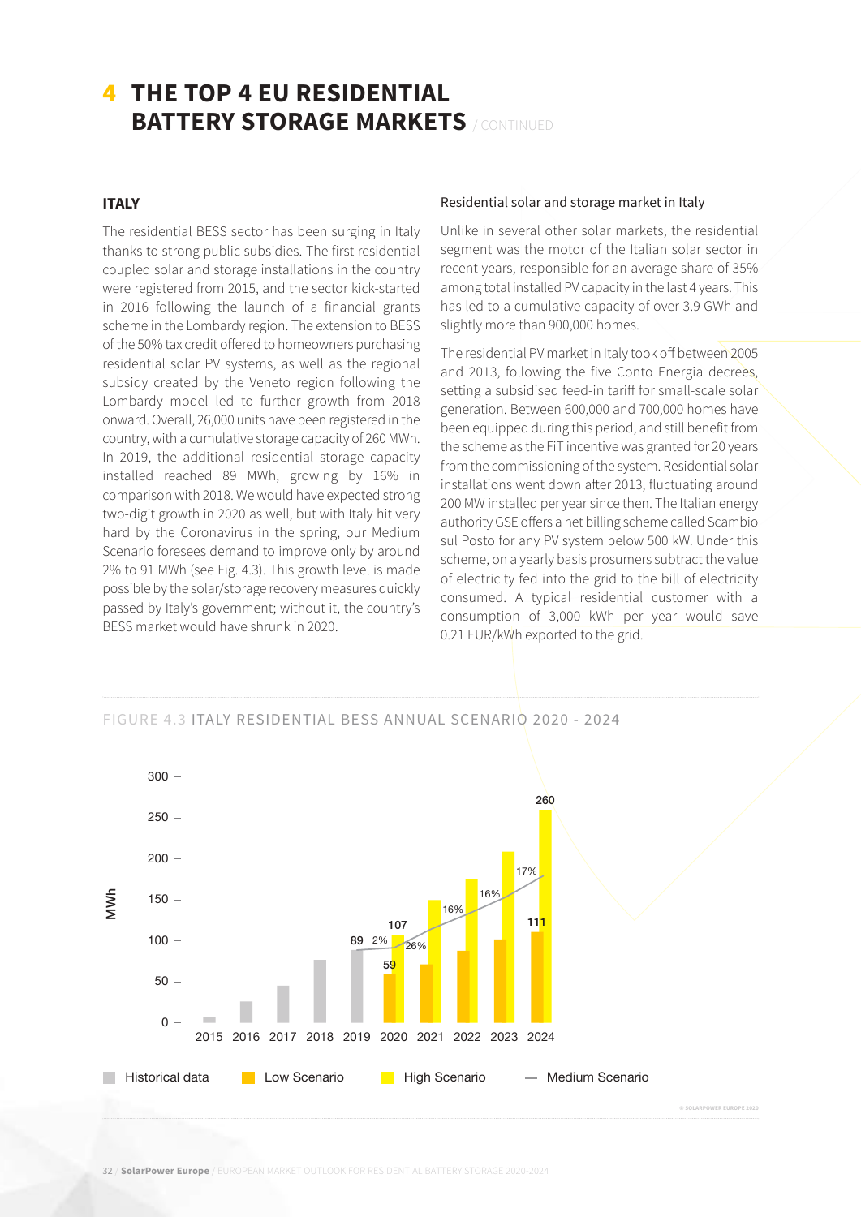# 4 THE TOP 4 EU RESIDENTIAL BATTERY STORAGE MARKETS / CONTINUED

## ITALY

The residential BESS sector has been surging in Italy thanks to strong public subsidies. The first residential coupled solar and storage installations in the country were registered from 2015, and the sector kick-started in 2016 following the launch of a financial grants scheme in the Lombardy region. The extension to BESS of the 50% tax credit offered to homeowners purchasing residential solar PV systems, as well as the regional subsidy created by the Veneto region following the Lombardy model led to further growth from 2018 onward. Overall, 26,000 units have been registered in the country, with a cumulative storage capacity of 260 MWh. In 2019, the additional residential storage capacity installed reached 89 MWh, growing by 16% in comparison with 2018. We would have expected strong two-digit growth in 2020 as well, but with Italy hit very hard by the Coronavirus in the spring, our Medium Scenario foresees demand to improve only by around 2% to 91 MWh (see Fig. 4.3). This growth level is made possible by the solar/storage recovery measures quickly passed by Italy's government; without it, the country's BESS market would have shrunk in 2020.

### Residential solar and storage market in Italy

Unlike in several other solar markets, the residential segment was the motor of the Italian solar sector in recent years, responsible for an average share of 35% among total installed PV capacity in the last 4 years. This has led to a cumulative capacity of over 3.9 GWh and slightly more than 900,000 homes.

The residential PV market in Italy took off between 2005 and 2013, following the five Conto Energia decrees, setting a subsidised feed-in tariff for small-scale solar generation. Between 600,000 and 700,000 homes have been equipped during this period, and still benefit from the scheme as the FiT incentive was granted for 20 years from the commissioning of the system. Residential solar installations went down after 2013, fluctuating around 200 MW installed per year since then. The Italian energy authority GSE offers a net billing scheme called Scambio sul Posto for any PV system below 500 kW. Under this scheme, on a yearly basis prosumers subtract the value of electricity fed into the grid to the bill of electricity consumed. A typical residential customer with a consumption of 3,000 kWh per year would save 0.21 EUR/kWh exported to the grid.

FIGURE 4.3 ITALY RESIDENTIAL BESS ANNUAL SCENARIO 2020 - 2024

| Year | Historical data (MWh) | Low Scenario (MWh) | High Scenario (MWh) | Medium Scenario growth |
|---|---|---|---|---|
| 2015 | | | | |
| 2016 | | | | |
| 2017 | | | | |
| 2018 | | | | |
| 2019 | 89 | | | |
| 2020 | | 59 | 107 | 2% |
| 2021 | | | | 26% |
| 2022 | | | | 16% |
| 2023 | | | | 16% |
| 2024 | | 111 | 260 | 17% |

© SOLARPOWER EUROPE 2020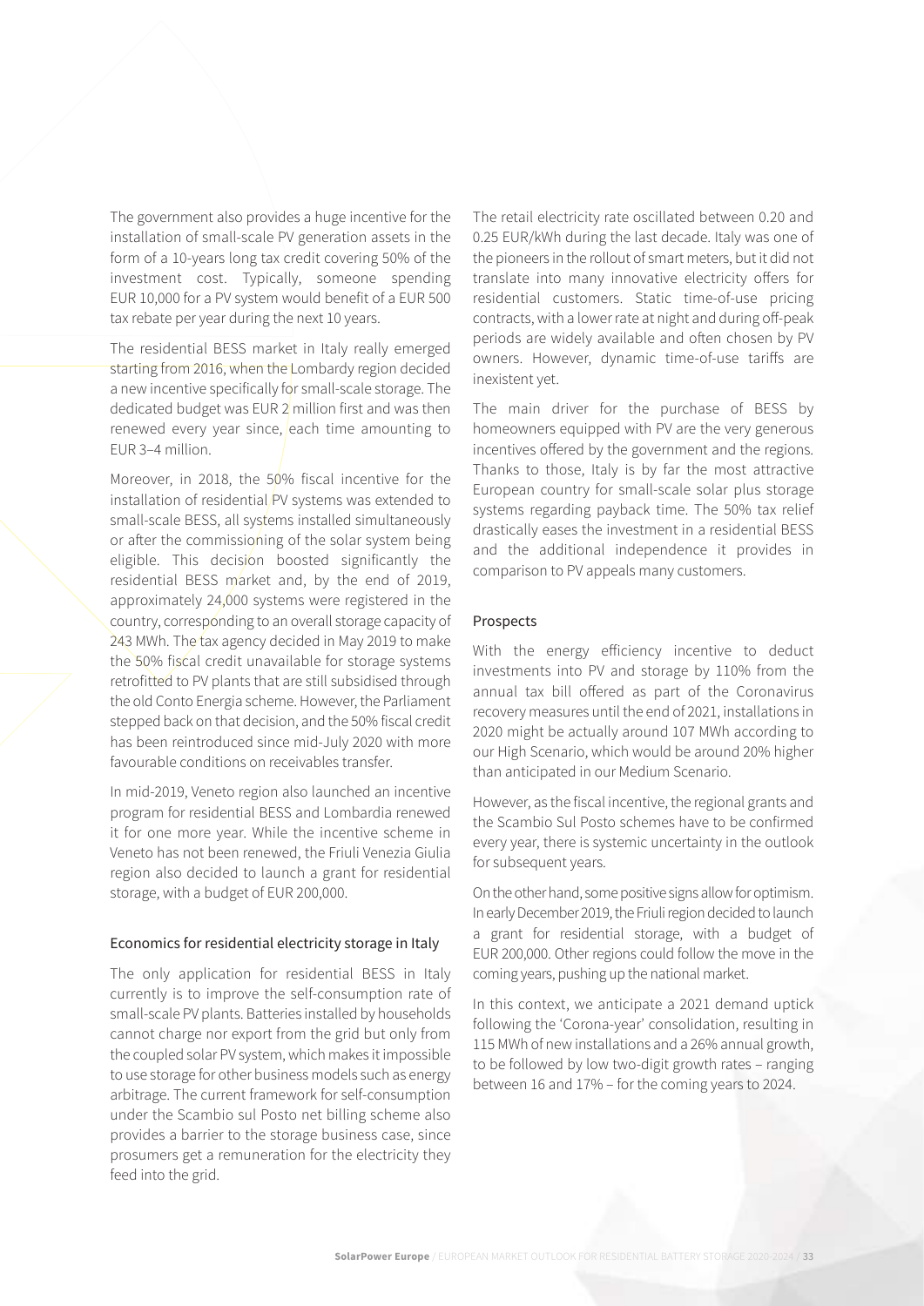The government also provides a huge incentive for the installation of small-scale PV generation assets in the form of a 10-years long tax credit covering 50% of the investment cost. Typically, someone spending EUR 10,000 for a PV system would benefit of a EUR 500 tax rebate per year during the next 10 years.

The residential BESS market in Italy really emerged starting from 2016, when the Lombardy region decided a new incentive specifically for small-scale storage. The dedicated budget was EUR 2 million first and was then renewed every year since, each time amounting to EUR 3–4 million.

Moreover, in 2018, the 50% fiscal incentive for the installation of residential PV systems was extended to small-scale BESS, all systems installed simultaneously or after the commissioning of the solar system being eligible. This decision boosted significantly the residential BESS market and, by the end of 2019, approximately 24,000 systems were registered in the country, corresponding to an overall storage capacity of 243 MWh. The tax agency decided in May 2019 to make the 50% fiscal credit unavailable for storage systems retrofitted to PV plants that are still subsidised through the old Conto Energia scheme. However, the Parliament stepped back on that decision, and the 50% fiscal credit has been reintroduced since mid-July 2020 with more favourable conditions on receivables transfer.

In mid-2019, Veneto region also launched an incentive program for residential BESS and Lombardia renewed it for one more year. While the incentive scheme in Veneto has not been renewed, the Friuli Venezia Giulia region also decided to launch a grant for residential storage, with a budget of EUR 200,000.

### Economics for residential electricity storage in Italy

The only application for residential BESS in Italy currently is to improve the self-consumption rate of small-scale PV plants. Batteries installed by households cannot charge nor export from the grid but only from the coupled solar PV system, which makes it impossible to use storage for other business models such as energy arbitrage. The current framework for self-consumption under the Scambio sul Posto net billing scheme also provides a barrier to the storage business case, since prosumers get a remuneration for the electricity they feed into the grid.

The retail electricity rate oscillated between 0.20 and 0.25 EUR/kWh during the last decade. Italy was one of the pioneers in the rollout of smart meters, but it did not translate into many innovative electricity offers for residential customers. Static time-of-use pricing contracts, with a lower rate at night and during off-peak periods are widely available and often chosen by PV owners. However, dynamic time-of-use tariffs are inexistent yet.

The main driver for the purchase of BESS by homeowners equipped with PV are the very generous incentives offered by the government and the regions. Thanks to those, Italy is by far the most attractive European country for small-scale solar plus storage systems regarding payback time. The 50% tax relief drastically eases the investment in a residential BESS and the additional independence it provides in comparison to PV appeals many customers.

### Prospects

With the energy efficiency incentive to deduct investments into PV and storage by 110% from the annual tax bill offered as part of the Coronavirus recovery measures until the end of 2021, installations in 2020 might be actually around 107 MWh according to our High Scenario, which would be around 20% higher than anticipated in our Medium Scenario.

However, as the fiscal incentive, the regional grants and the Scambio Sul Posto schemes have to be confirmed every year, there is systemic uncertainty in the outlook for subsequent years.

On the other hand, some positive signs allow for optimism. In early December 2019, the Friuli region decided to launch a grant for residential storage, with a budget of EUR 200,000. Other regions could follow the move in the coming years, pushing up the national market.

In this context, we anticipate a 2021 demand uptick following the 'Corona-year' consolidation, resulting in 115 MWh of new installations and a 26% annual growth, to be followed by low two-digit growth rates – ranging between 16 and 17% – for the coming years to 2024.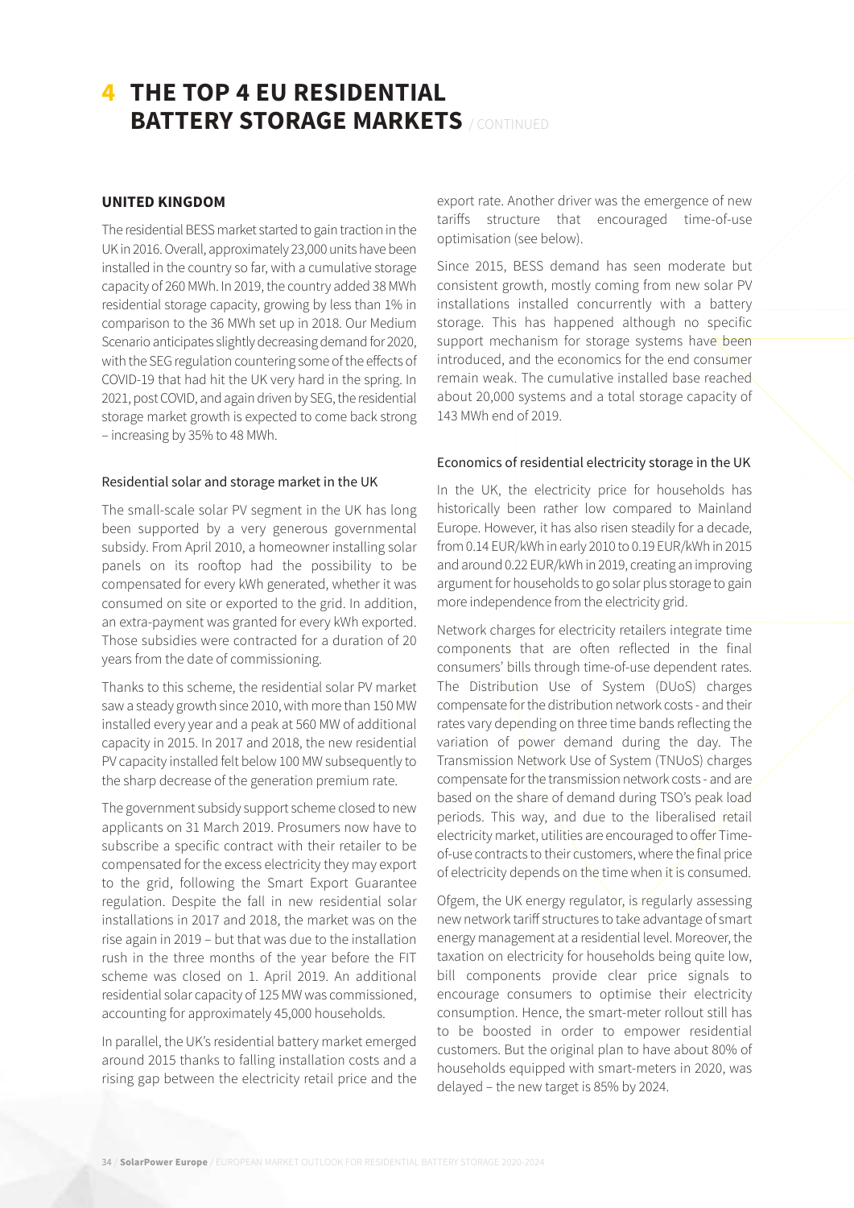# 4 THE TOP 4 EU RESIDENTIAL BATTERY STORAGE MARKETS / CONTINUED

## UNITED KINGDOM

The residential BESS market started to gain traction in the UK in 2016. Overall, approximately 23,000 units have been installed in the country so far, with a cumulative storage capacity of 260 MWh. In 2019, the country added 38 MWh residential storage capacity, growing by less than 1% in comparison to the 36 MWh set up in 2018. Our Medium Scenario anticipates slightly decreasing demand for 2020, with the SEG regulation countering some of the effects of COVID-19 that had hit the UK very hard in the spring. In 2021, post COVID, and again driven by SEG, the residential storage market growth is expected to come back strong – increasing by 35% to 48 MWh.

### Residential solar and storage market in the UK

The small-scale solar PV segment in the UK has long been supported by a very generous governmental subsidy. From April 2010, a homeowner installing solar panels on its rooftop had the possibility to be compensated for every kWh generated, whether it was consumed on site or exported to the grid. In addition, an extra-payment was granted for every kWh exported. Those subsidies were contracted for a duration of 20 years from the date of commissioning.

Thanks to this scheme, the residential solar PV market saw a steady growth since 2010, with more than 150 MW installed every year and a peak at 560 MW of additional capacity in 2015. In 2017 and 2018, the new residential PV capacity installed felt below 100 MW subsequently to the sharp decrease of the generation premium rate.

The government subsidy support scheme closed to new applicants on 31 March 2019. Prosumers now have to subscribe a specific contract with their retailer to be compensated for the excess electricity they may export to the grid, following the Smart Export Guarantee regulation. Despite the fall in new residential solar installations in 2017 and 2018, the market was on the rise again in 2019 – but that was due to the installation rush in the three months of the year before the FIT scheme was closed on 1. April 2019. An additional residential solar capacity of 125 MW was commissioned, accounting for approximately 45,000 households.

In parallel, the UK's residential battery market emerged around 2015 thanks to falling installation costs and a rising gap between the electricity retail price and the export rate. Another driver was the emergence of new tariffs structure that encouraged time-of-use optimisation (see below).

Since 2015, BESS demand has seen moderate but consistent growth, mostly coming from new solar PV installations installed concurrently with a battery storage. This has happened although no specific support mechanism for storage systems have been introduced, and the economics for the end consumer remain weak. The cumulative installed base reached about 20,000 systems and a total storage capacity of 143 MWh end of 2019.

### Economics of residential electricity storage in the UK

In the UK, the electricity price for households has historically been rather low compared to Mainland Europe. However, it has also risen steadily for a decade, from 0.14 EUR/kWh in early 2010 to 0.19 EUR/kWh in 2015 and around 0.22 EUR/kWh in 2019, creating an improving argument for households to go solar plus storage to gain more independence from the electricity grid.

Network charges for electricity retailers integrate time components that are often reflected in the final consumers' bills through time-of-use dependent rates. The Distribution Use of System (DUoS) charges compensate for the distribution network costs - and their rates vary depending on three time bands reflecting the variation of power demand during the day. The Transmission Network Use of System (TNUoS) charges compensate for the transmission network costs - and are based on the share of demand during TSO's peak load periods. This way, and due to the liberalised retail electricity market, utilities are encouraged to offer Time-of-use contracts to their customers, where the final price of electricity depends on the time when it is consumed.

Ofgem, the UK energy regulator, is regularly assessing new network tariff structures to take advantage of smart energy management at a residential level. Moreover, the taxation on electricity for households being quite low, bill components provide clear price signals to encourage consumers to optimise their electricity consumption. Hence, the smart-meter rollout still has to be boosted in order to empower residential customers. But the original plan to have about 80% of households equipped with smart-meters in 2020, was delayed – the new target is 85% by 2024.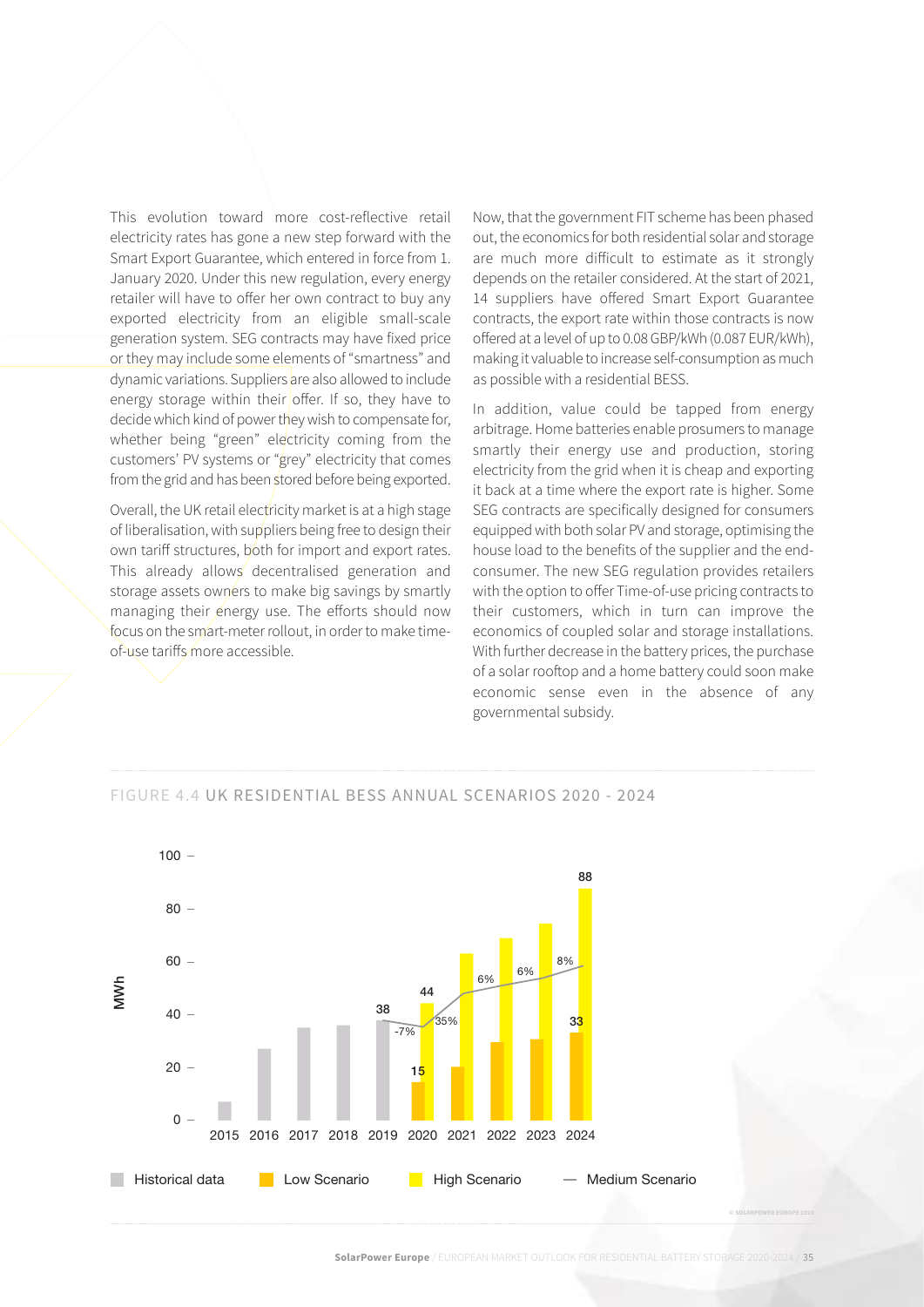This evolution toward more cost-reflective retail electricity rates has gone a new step forward with the Smart Export Guarantee, which entered in force from 1. January 2020. Under this new regulation, every energy retailer will have to offer her own contract to buy any exported electricity from an eligible small-scale generation system. SEG contracts may have fixed price or they may include some elements of "smartness" and dynamic variations. Suppliers are also allowed to include energy storage within their offer. If so, they have to decide which kind of power they wish to compensate for, whether being "green" electricity coming from the customers' PV systems or "grey" electricity that comes from the grid and has been stored before being exported.

Overall, the UK retail electricity market is at a high stage of liberalisation, with suppliers being free to design their own tariff structures, both for import and export rates. This already allows decentralised generation and storage assets owners to make big savings by smartly managing their energy use. The efforts should now focus on the smart-meter rollout, in order to make time-of-use tariffs more accessible.

Now, that the government FIT scheme has been phased out, the economics for both residential solar and storage are much more difficult to estimate as it strongly depends on the retailer considered. At the start of 2021, 14 suppliers have offered Smart Export Guarantee contracts, the export rate within those contracts is now offered at a level of up to 0.08 GBP/kWh (0.087 EUR/kWh), making it valuable to increase self-consumption as much as possible with a residential BESS.

In addition, value could be tapped from energy arbitrage. Home batteries enable prosumers to manage smartly their energy use and production, storing electricity from the grid when it is cheap and exporting it back at a time where the export rate is higher. Some SEG contracts are specifically designed for consumers equipped with both solar PV and storage, optimising the house load to the benefits of the supplier and the end-consumer. The new SEG regulation provides retailers with the option to offer Time-of-use pricing contracts to their customers, which in turn can improve the economics of coupled solar and storage installations. With further decrease in the battery prices, the purchase of a solar rooftop and a home battery could soon make economic sense even in the absence of any governmental subsidy.

FIGURE 4.4 UK RESIDENTIAL BESS ANNUAL SCENARIOS 2020 - 2024

| Year | Historical data (MWh) | Low Scenario (MWh) | High Scenario (MWh) | Medium Scenario growth |
|---|---|---|---|---|
| 2015 | | | | |
| 2016 | | | | |
| 2017 | | | | |
| 2018 | | | | |
| 2019 | 38 | | | |
| 2020 | | 15 | 44 | -7% |
| 2021 | | | | 35% |
| 2022 | | | | 6% |
| 2023 | | | | 6% |
| 2024 | | 33 | 88 | 8% |

© SOLARPOWER EUROPE 2020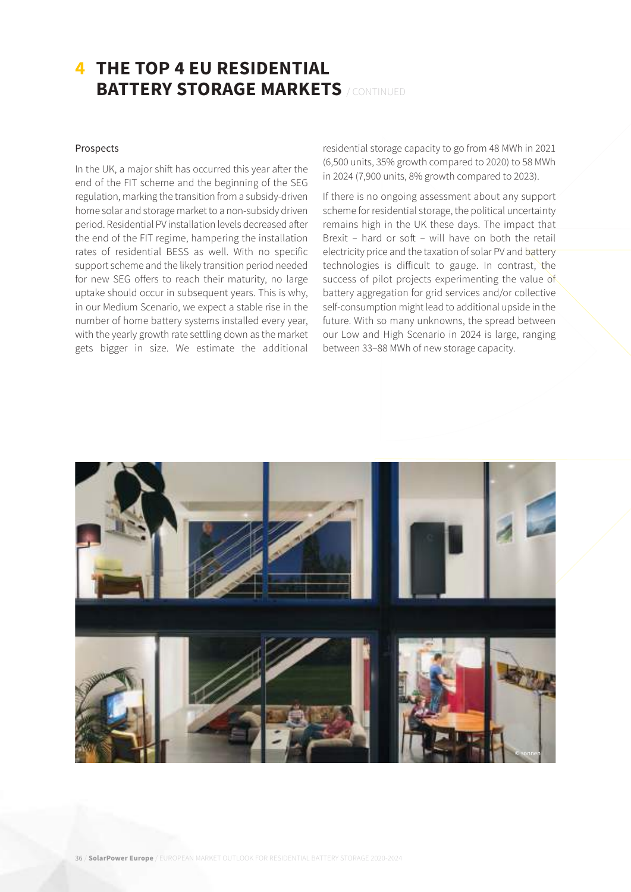# 4 THE TOP 4 EU RESIDENTIAL BATTERY STORAGE MARKETS / CONTINUED

### Prospects

In the UK, a major shift has occurred this year after the end of the FIT scheme and the beginning of the SEG regulation, marking the transition from a subsidy-driven home solar and storage market to a non-subsidy driven period. Residential PV installation levels decreased after the end of the FIT regime, hampering the installation rates of residential BESS as well. With no specific support scheme and the likely transition period needed for new SEG offers to reach their maturity, no large uptake should occur in subsequent years. This is why, in our Medium Scenario, we expect a stable rise in the number of home battery systems installed every year, with the yearly growth rate settling down as the market gets bigger in size. We estimate the additional residential storage capacity to go from 48 MWh in 2021 (6,500 units, 35% growth compared to 2020) to 58 MWh in 2024 (7,900 units, 8% growth compared to 2023).

If there is no ongoing assessment about any support scheme for residential storage, the political uncertainty remains high in the UK these days. The impact that Brexit – hard or soft – will have on both the retail electricity price and the taxation of solar PV and battery technologies is difficult to gauge. In contrast, the success of pilot projects experimenting the value of battery aggregation for grid services and/or collective self-consumption might lead to additional upside in the future. With so many unknowns, the spread between our Low and High Scenario in 2024 is large, ranging between 33–88 MWh of new storage capacity.

© sonnen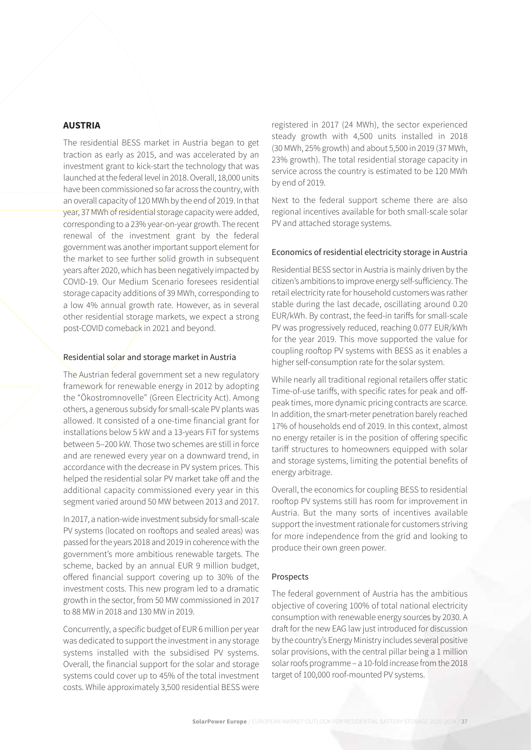## AUSTRIA

The residential BESS market in Austria began to get traction as early as 2015, and was accelerated by an investment grant to kick-start the technology that was launched at the federal level in 2018. Overall, 18,000 units have been commissioned so far across the country, with an overall capacity of 120 MWh by the end of 2019. In that year, 37 MWh of residential storage capacity were added, corresponding to a 23% year-on-year growth. The recent renewal of the investment grant by the federal government was another important support element for the market to see further solid growth in subsequent years after 2020, which has been negatively impacted by COVID-19. Our Medium Scenario foresees residential storage capacity additions of 39 MWh, corresponding to a low 4% annual growth rate. However, as in several other residential storage markets, we expect a strong post-COVID comeback in 2021 and beyond.

### Residential solar and storage market in Austria

The Austrian federal government set a new regulatory framework for renewable energy in 2012 by adopting the "Ökostromnovelle" (Green Electricity Act). Among others, a generous subsidy for small-scale PV plants was allowed. It consisted of a one-time financial grant for installations below 5 kW and a 13-years FiT for systems between 5–200 kW. Those two schemes are still in force and are renewed every year on a downward trend, in accordance with the decrease in PV system prices. This helped the residential solar PV market take off and the additional capacity commissioned every year in this segment varied around 50 MW between 2013 and 2017.

In 2017, a nation-wide investment subsidy for small-scale PV systems (located on rooftops and sealed areas) was passed for the years 2018 and 2019 in coherence with the government's more ambitious renewable targets. The scheme, backed by an annual EUR 9 million budget, offered financial support covering up to 30% of the investment costs. This new program led to a dramatic growth in the sector, from 50 MW commissioned in 2017 to 88 MW in 2018 and 130 MW in 2019.

Concurrently, a specific budget of EUR 6 million per year was dedicated to support the investment in any storage systems installed with the subsidised PV systems. Overall, the financial support for the solar and storage systems could cover up to 45% of the total investment costs. While approximately 3,500 residential BESS were registered in 2017 (24 MWh), the sector experienced steady growth with 4,500 units installed in 2018 (30 MWh, 25% growth) and about 5,500 in 2019 (37 MWh, 23% growth). The total residential storage capacity in service across the country is estimated to be 120 MWh by end of 2019.

Next to the federal support scheme there are also regional incentives available for both small-scale solar PV and attached storage systems.

### Economics of residential electricity storage in Austria

Residential BESS sector in Austria is mainly driven by the citizen's ambitions to improve energy self-sufficiency. The retail electricity rate for household customers was rather stable during the last decade, oscillating around 0.20 EUR/kWh. By contrast, the feed-in tariffs for small-scale PV was progressively reduced, reaching 0.077 EUR/kWh for the year 2019. This move supported the value for coupling rooftop PV systems with BESS as it enables a higher self-consumption rate for the solar system.

While nearly all traditional regional retailers offer static Time-of-use tariffs, with specific rates for peak and off-peak times, more dynamic pricing contracts are scarce. In addition, the smart-meter penetration barely reached 17% of households end of 2019. In this context, almost no energy retailer is in the position of offering specific tariff structures to homeowners equipped with solar and storage systems, limiting the potential benefits of energy arbitrage.

Overall, the economics for coupling BESS to residential rooftop PV systems still has room for improvement in Austria. But the many sorts of incentives available support the investment rationale for customers striving for more independence from the grid and looking to produce their own green power.

### Prospects

The federal government of Austria has the ambitious objective of covering 100% of total national electricity consumption with renewable energy sources by 2030. A draft for the new EAG law just introduced for discussion by the country's Energy Ministry includes several positive solar provisions, with the central pillar being a 1 million solar roofs programme – a 10-fold increase from the 2018 target of 100,000 roof-mounted PV systems.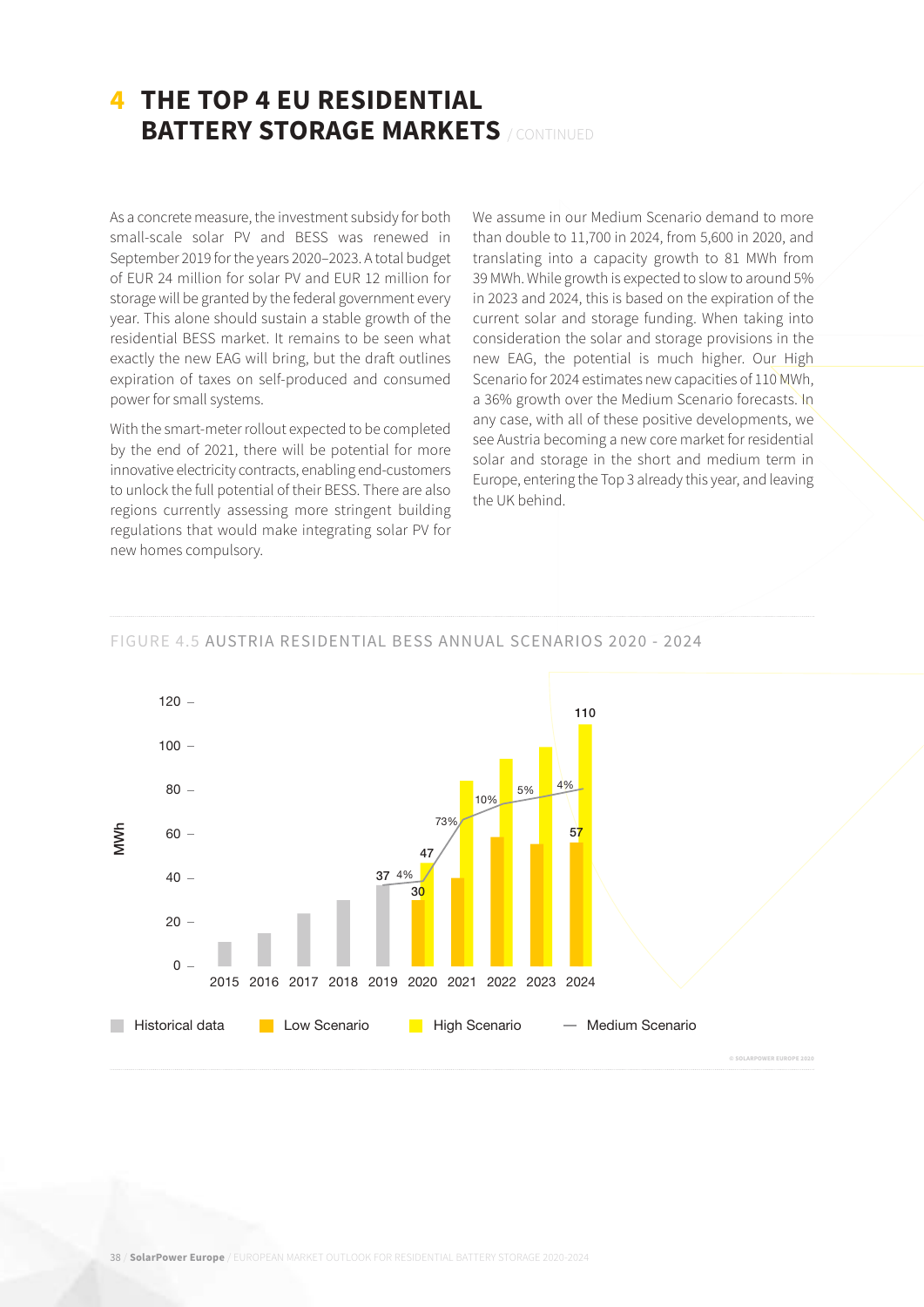# 4 THE TOP 4 EU RESIDENTIAL BATTERY STORAGE MARKETS / CONTINUED

As a concrete measure, the investment subsidy for both small-scale solar PV and BESS was renewed in September 2019 for the years 2020–2023. A total budget of EUR 24 million for solar PV and EUR 12 million for storage will be granted by the federal government every year. This alone should sustain a stable growth of the residential BESS market. It remains to be seen what exactly the new EAG will bring, but the draft outlines expiration of taxes on self-produced and consumed power for small systems.

With the smart-meter rollout expected to be completed by the end of 2021, there will be potential for more innovative electricity contracts, enabling end-customers to unlock the full potential of their BESS. There are also regions currently assessing more stringent building regulations that would make integrating solar PV for new homes compulsory.

We assume in our Medium Scenario demand to more than double to 11,700 in 2024, from 5,600 in 2020, and translating into a capacity growth to 81 MWh from 39 MWh. While growth is expected to slow to around 5% in 2023 and 2024, this is based on the expiration of the current solar and storage funding. When taking into consideration the solar and storage provisions in the new EAG, the potential is much higher. Our High Scenario for 2024 estimates new capacities of 110 MWh, a 36% growth over the Medium Scenario forecasts. In any case, with all of these positive developments, we see Austria becoming a new core market for residential solar and storage in the short and medium term in Europe, entering the Top 3 already this year, and leaving the UK behind.

FIGURE 4.5 AUSTRIA RESIDENTIAL BESS ANNUAL SCENARIOS 2020 - 2024

| Year | Historical data (MWh) | Low Scenario (MWh) | High Scenario (MWh) | Medium Scenario growth |
|---|---|---|---|---|
| 2015 | | | | |
| 2016 | | | | |
| 2017 | | | | |
| 2018 | | | | |
| 2019 | 37 | | | |
| 2020 | | 30 | 47 | 4% |
| 2021 | | | | 73% |
| 2022 | | | | 10% |
| 2023 | | | | 5% |
| 2024 | | 57 | 110 | 4% |

© SOLARPOWER EUROPE 2020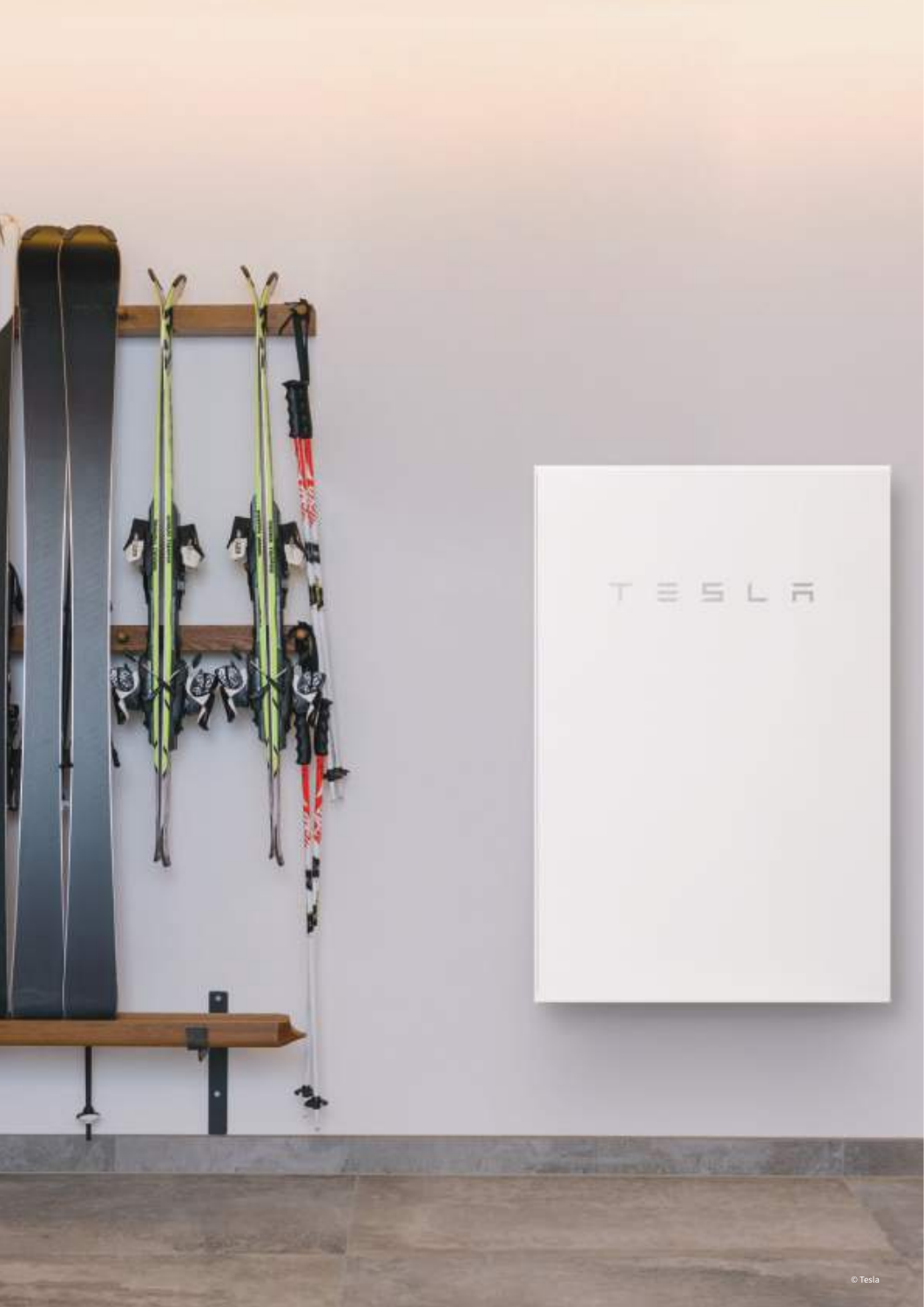© Tesla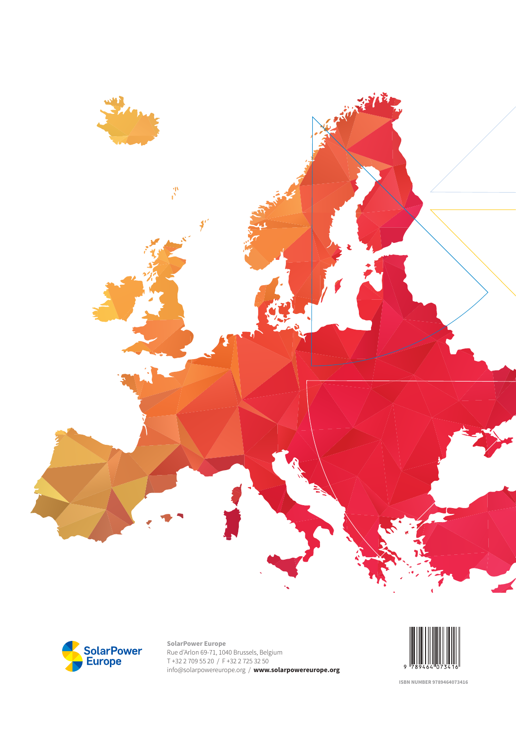**SolarPower Europe**
Rue d'Arlon 69-71, 1040 Brussels, Belgium
T +32 2 709 55 20 / F +32 2 725 32 50
info@solarpowereurope.org / **www.solarpowereurope.org**

ISBN NUMBER 9789464073416